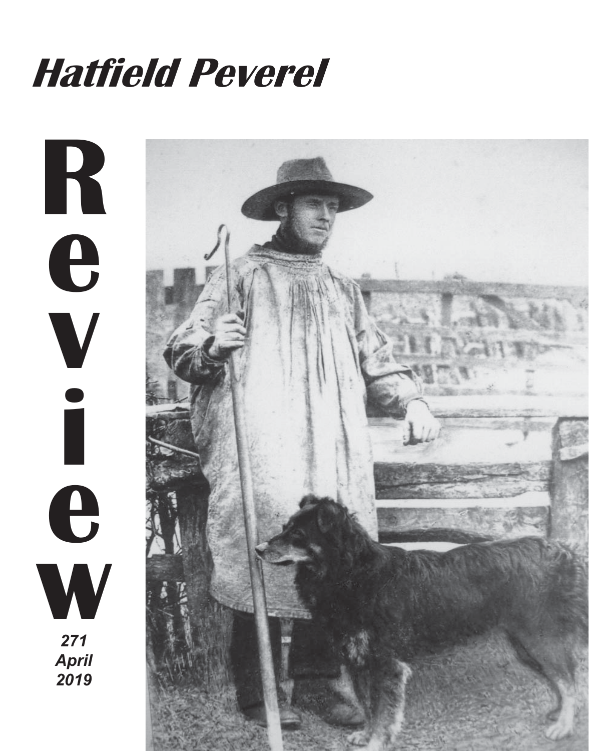# Hatfield Peverel

# Review

*271*
*April*
*2019*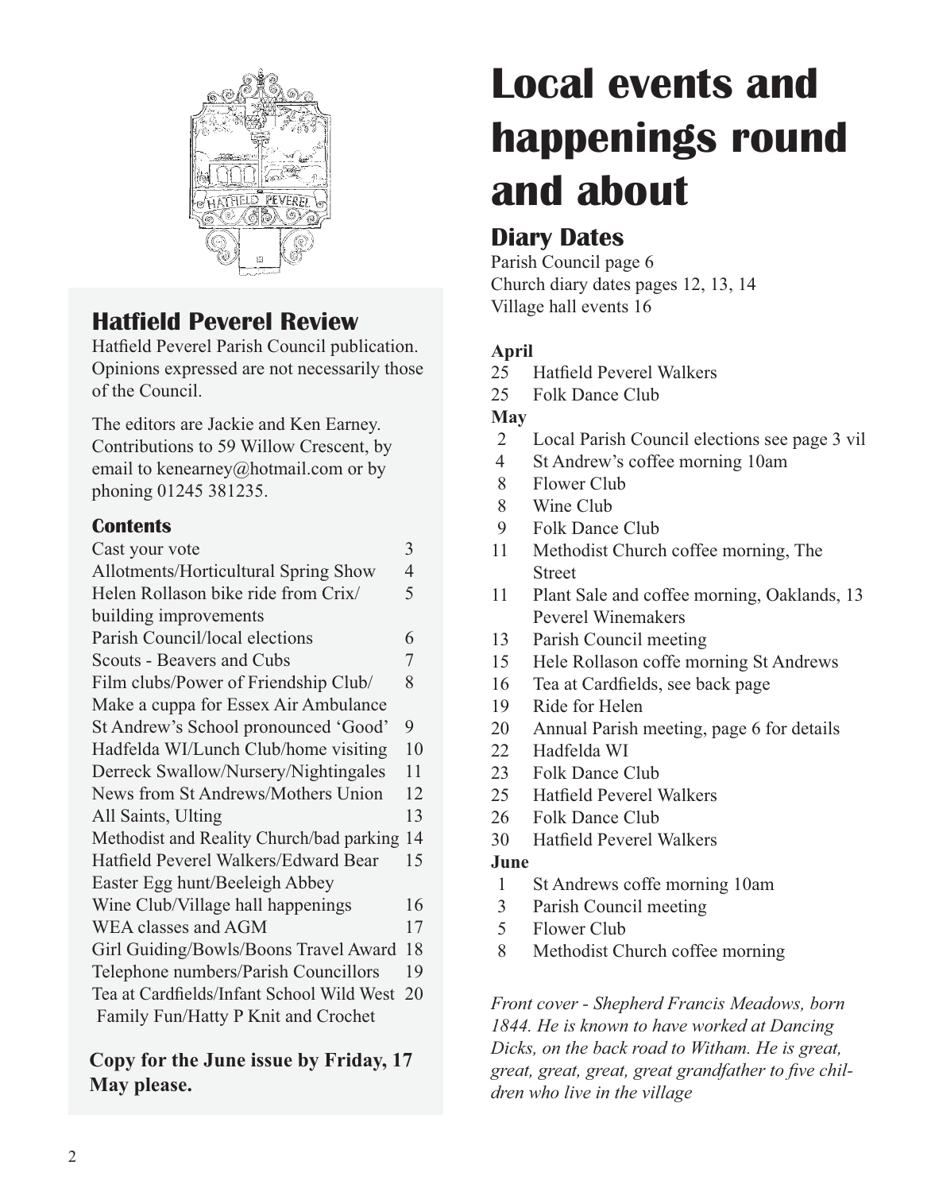## Hatfield Peverel Review

Hatfield Peverel Parish Council publication. Opinions expressed are not necessarily those of the Council.

The editors are Jackie and Ken Earney. Contributions to 59 Willow Crescent, by email to kenearney@hotmail.com or by phoning 01245 381235.

### Contents

| | |
|---|---|
| Cast your vote | 3 |
| Allotments/Horticultural Spring Show | 4 |
| Helen Rollason bike ride from Crix/ building improvements | 5 |
| Parish Council/local elections | 6 |
| Scouts - Beavers and Cubs | 7 |
| Film clubs/Power of Friendship Club/ Make a cuppa for Essex Air Ambulance | 8 |
| St Andrew's School pronounced 'Good' | 9 |
| Hadfelda WI/Lunch Club/home visiting | 10 |
| Derreck Swallow/Nursery/Nightingales | 11 |
| News from St Andrews/Mothers Union | 12 |
| All Saints, Ulting | 13 |
| Methodist and Reality Church/bad parking | 14 |
| Hatfield Peverel Walkers/Edward Bear Easter Egg hunt/Beeleigh Abbey | 15 |
| Wine Club/Village hall happenings | 16 |
| WEA classes and AGM | 17 |
| Girl Guiding/Bowls/Boons Travel Award | 18 |
| Telephone numbers/Parish Councillors | 19 |
| Tea at Cardfields/Infant School Wild West Family Fun/Hatty P Knit and Crochet | 20 |

**Copy for the June issue by Friday, 17 May please.**

# Local events and happenings round and about

## Diary Dates

Parish Council page 6
Church diary dates pages 12, 13, 14
Village hall events 16

**April**

- 25 Hatfield Peverel Walkers
- 25 Folk Dance Club

**May**

- 2 Local Parish Council elections see page 3 vil
- 4 St Andrew's coffee morning 10am
- 8 Flower Club
- 8 Wine Club
- 9 Folk Dance Club
- 11 Methodist Church coffee morning, The Street
- 11 Plant Sale and coffee morning, Oaklands, 13 Peverel Winemakers
- 13 Parish Council meeting
- 15 Hele Rollason coffe morning St Andrews
- 16 Tea at Cardfields, see back page
- 19 Ride for Helen
- 20 Annual Parish meeting, page 6 for details
- 22 Hadfelda WI
- 23 Folk Dance Club
- 25 Hatfield Peverel Walkers
- 26 Folk Dance Club
- 30 Hatfield Peverel Walkers

**June**

- 1 St Andrews coffe morning 10am
- 3 Parish Council meeting
- 5 Flower Club
- 8 Methodist Church coffee morning

*Front cover - Shepherd Francis Meadows, born 1844. He is known to have worked at Dancing Dicks, on the back road to Witham. He is great, great, great, great, great grandfather to five children who live in the village*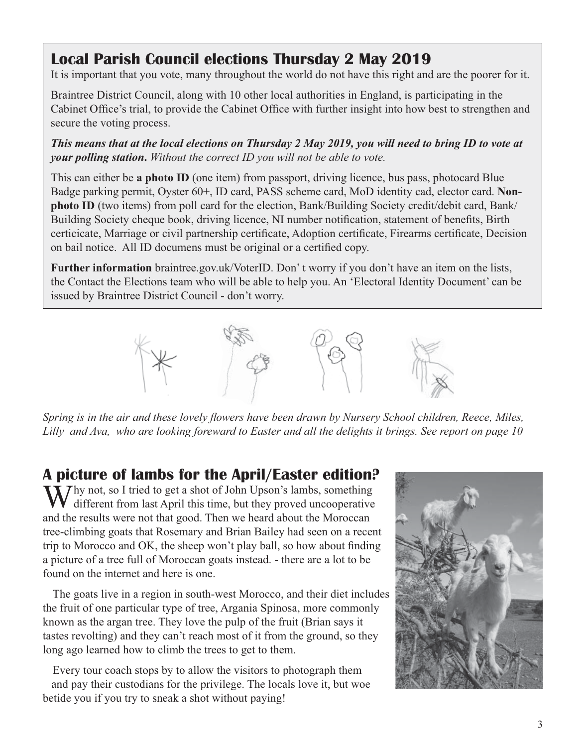## Local Parish Council elections Thursday 2 May 2019

It is important that you vote, many throughout the world do not have this right and are the poorer for it.

Braintree District Council, along with 10 other local authorities in England, is participating in the Cabinet Office's trial, to provide the Cabinet Office with further insight into how best to strengthen and secure the voting process.

***This means that at the local elections on Thursday 2 May 2019, you will need to bring ID to vote at your polling station.*** *Without the correct ID you will not be able to vote.*

This can either be **a photo ID** (one item) from passport, driving licence, bus pass, photocard Blue Badge parking permit, Oyster 60+, ID card, PASS scheme card, MoD identity cad, elector card. **Non-photo ID** (two items) from poll card for the election, Bank/Building Society credit/debit card, Bank/Building Society cheque book, driving licence, NI number notification, statement of benefits, Birth certicicate, Marriage or civil partnership certificate, Adoption certificate, Firearms certificate, Decision on bail notice. All ID documens must be original or a certified copy.

**Further information** braintree.gov.uk/VoterID. Don' t worry if you don't have an item on the lists, the Contact the Elections team who will be able to help you. An 'Electoral Identity Document' can be issued by Braintree District Council - don't worry.

*Spring is in the air and these lovely flowers have been drawn by Nursery School children, Reece, Miles, Lilly and Ava, who are looking foreward to Easter and all the delights it brings. See report on page 10*

## A picture of lambs for the April/Easter edition?

Why not, so I tried to get a shot of John Upson's lambs, something different from last April this time, but they proved uncooperative and the results were not that good. Then we heard about the Moroccan tree-climbing goats that Rosemary and Brian Bailey had seen on a recent trip to Morocco and OK, the sheep won't play ball, so how about finding a picture of a tree full of Moroccan goats instead. - there are a lot to be found on the internet and here is one.

The goats live in a region in south-west Morocco, and their diet includes the fruit of one particular type of tree, Argania Spinosa, more commonly known as the argan tree. They love the pulp of the fruit (Brian says it tastes revolting) and they can't reach most of it from the ground, so they long ago learned how to climb the trees to get to them.

Every tour coach stops by to allow the visitors to photograph them – and pay their custodians for the privilege. The locals love it, but woe betide you if you try to sneak a shot without paying!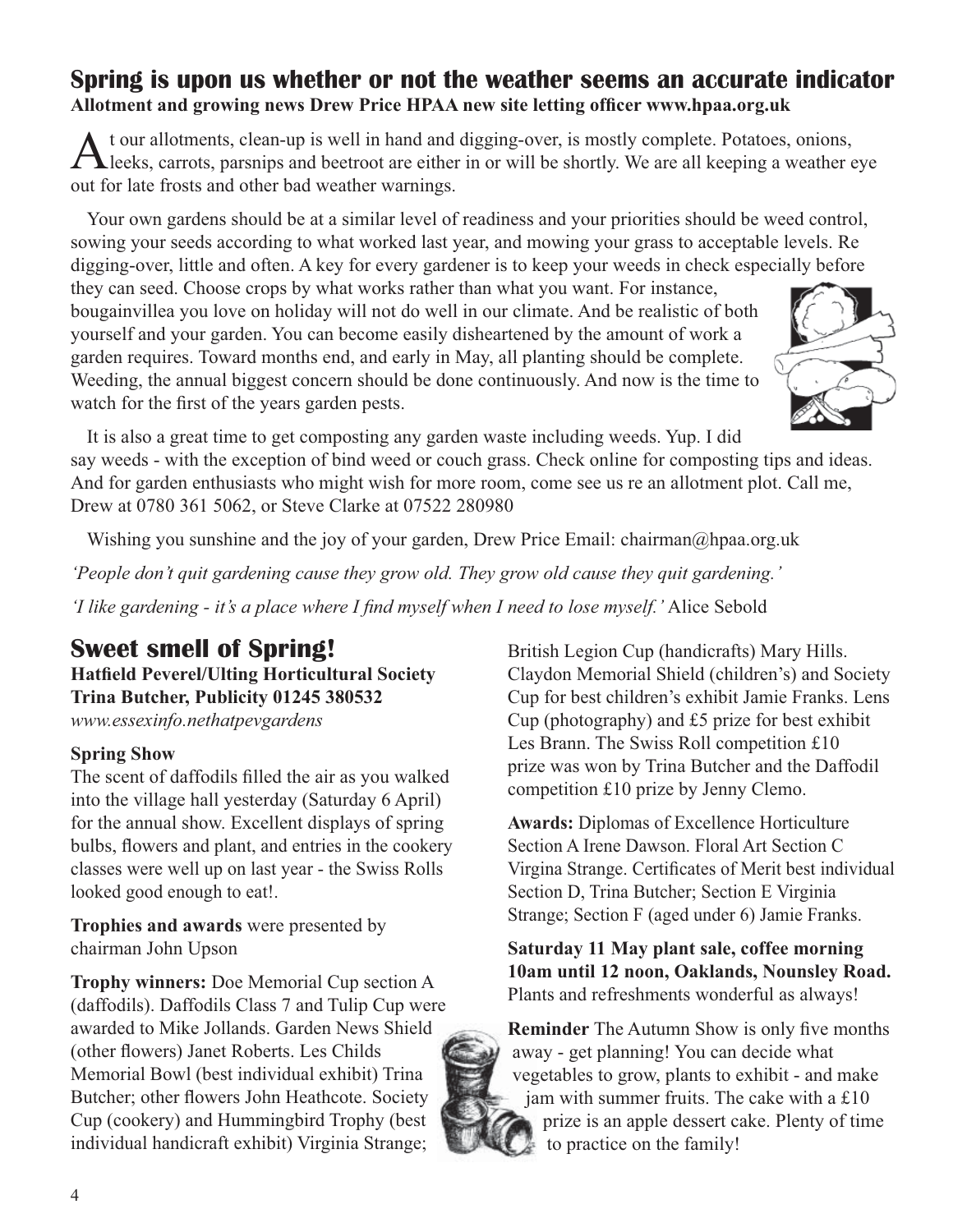## Spring is upon us whether or not the weather seems an accurate indicator

**Allotment and growing news Drew Price HPAA new site letting officer www.hpaa.org.uk**

At our allotments, clean-up is well in hand and digging-over, is mostly complete. Potatoes, onions, leeks, carrots, parsnips and beetroot are either in or will be shortly. We are all keeping a weather eye out for late frosts and other bad weather warnings.

Your own gardens should be at a similar level of readiness and your priorities should be weed control, sowing your seeds according to what worked last year, and mowing your grass to acceptable levels. Re digging-over, little and often. A key for every gardener is to keep your weeds in check especially before they can seed. Choose crops by what works rather than what you want. For instance, bougainvillea you love on holiday will not do well in our climate. And be realistic of both yourself and your garden. You can become easily disheartened by the amount of work a garden requires. Toward months end, and early in May, all planting should be complete. Weeding, the annual biggest concern should be done continuously. And now is the time to watch for the first of the years garden pests.

It is also a great time to get composting any garden waste including weeds. Yup. I did say weeds - with the exception of bind weed or couch grass. Check online for composting tips and ideas. And for garden enthusiasts who might wish for more room, come see us re an allotment plot. Call me, Drew at 0780 361 5062, or Steve Clarke at 07522 280980

Wishing you sunshine and the joy of your garden, Drew Price Email: chairman@hpaa.org.uk

*'People don't quit gardening cause they grow old. They grow old cause they quit gardening.'*

*'I like gardening - it's a place where I find myself when I need to lose myself.'* Alice Sebold

## Sweet smell of Spring!

**Hatfield Peverel/Ulting Horticultural Society**
**Trina Butcher, Publicity 01245 380532**
*www.essexinfo.nethatpevgardens*

**Spring Show**

The scent of daffodils filled the air as you walked into the village hall yesterday (Saturday 6 April) for the annual show. Excellent displays of spring bulbs, flowers and plant, and entries in the cookery classes were well up on last year - the Swiss Rolls looked good enough to eat!.

**Trophies and awards** were presented by chairman John Upson

**Trophy winners:** Doe Memorial Cup section A (daffodils). Daffodils Class 7 and Tulip Cup were awarded to Mike Jollands. Garden News Shield (other flowers) Janet Roberts. Les Childs Memorial Bowl (best individual exhibit) Trina Butcher; other flowers John Heathcote. Society Cup (cookery) and Hummingbird Trophy (best individual handicraft exhibit) Virginia Strange; British Legion Cup (handicrafts) Mary Hills. Claydon Memorial Shield (children's) and Society Cup for best children's exhibit Jamie Franks. Lens Cup (photography) and £5 prize for best exhibit Les Brann. The Swiss Roll competition £10 prize was won by Trina Butcher and the Daffodil competition £10 prize by Jenny Clemo.

**Awards:** Diplomas of Excellence Horticulture Section A Irene Dawson. Floral Art Section C Virgina Strange. Certificates of Merit best individual Section D, Trina Butcher; Section E Virginia Strange; Section F (aged under 6) Jamie Franks.

**Saturday 11 May plant sale, coffee morning 10am until 12 noon, Oaklands, Nounsley Road.** Plants and refreshments wonderful as always!

**Reminder** The Autumn Show is only five months away - get planning! You can decide what vegetables to grow, plants to exhibit - and make jam with summer fruits. The cake with a £10 prize is an apple dessert cake. Plenty of time to practice on the family!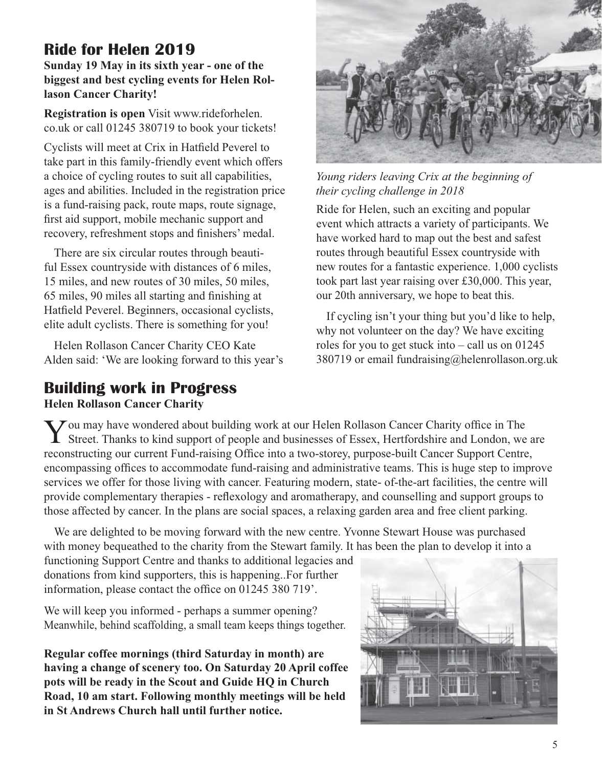## Ride for Helen 2019

**Sunday 19 May in its sixth year - one of the biggest and best cycling events for Helen Rollason Cancer Charity!**

**Registration is open** Visit www.rideforhelen.co.uk or call 01245 380719 to book your tickets!

Cyclists will meet at Crix in Hatfield Peverel to take part in this family-friendly event which offers a choice of cycling routes to suit all capabilities, ages and abilities. Included in the registration price is a fund-raising pack, route maps, route signage, first aid support, mobile mechanic support and recovery, refreshment stops and finishers' medal.

There are six circular routes through beautiful Essex countryside with distances of 6 miles, 15 miles, and new routes of 30 miles, 50 miles, 65 miles, 90 miles all starting and finishing at Hatfield Peverel. Beginners, occasional cyclists, elite adult cyclists. There is something for you!

Helen Rollason Cancer Charity CEO Kate Alden said: 'We are looking forward to this year's

*Young riders leaving Crix at the beginning of their cycling challenge in 2018*

Ride for Helen, such an exciting and popular event which attracts a variety of participants. We have worked hard to map out the best and safest routes through beautiful Essex countryside with new routes for a fantastic experience. 1,000 cyclists took part last year raising over £30,000. This year, our 20th anniversary, we hope to beat this.

If cycling isn't your thing but you'd like to help, why not volunteer on the day? We have exciting roles for you to get stuck into – call us on 01245 380719 or email fundraising@helenrollason.org.uk

## Building work in Progress

**Helen Rollason Cancer Charity**

You may have wondered about building work at our Helen Rollason Cancer Charity office in The Street. Thanks to kind support of people and businesses of Essex, Hertfordshire and London, we are reconstructing our current Fund-raising Office into a two-storey, purpose-built Cancer Support Centre, encompassing offices to accommodate fund-raising and administrative teams. This is huge step to improve services we offer for those living with cancer. Featuring modern, state- of-the-art facilities, the centre will provide complementary therapies - reflexology and aromatherapy, and counselling and support groups to those affected by cancer. In the plans are social spaces, a relaxing garden area and free client parking.

We are delighted to be moving forward with the new centre. Yvonne Stewart House was purchased with money bequeathed to the charity from the Stewart family. It has been the plan to develop it into a functioning Support Centre and thanks to additional legacies and donations from kind supporters, this is happening..For further information, please contact the office on 01245 380 719'.

We will keep you informed - perhaps a summer opening? Meanwhile, behind scaffolding, a small team keeps things together.

**Regular coffee mornings (third Saturday in month) are having a change of scenery too. On Saturday 20 April coffee pots will be ready in the Scout and Guide HQ in Church Road, 10 am start. Following monthly meetings will be held in St Andrews Church hall until further notice.**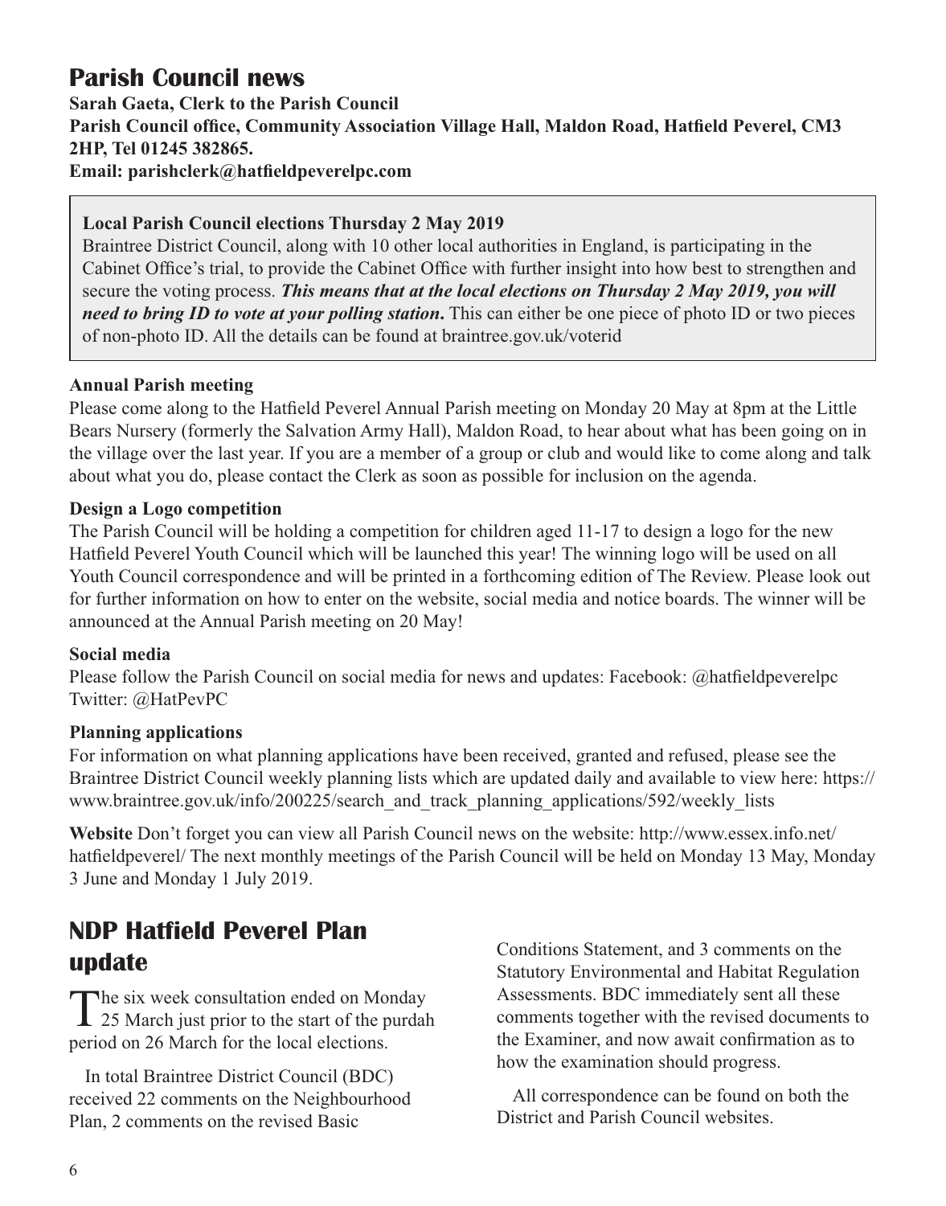## Parish Council news

**Sarah Gaeta, Clerk to the Parish Council**
**Parish Council office, Community Association Village Hall, Maldon Road, Hatfield Peverel, CM3 2HP, Tel 01245 382865.**
**Email: parishclerk@hatfieldpeverelpc.com**

**Local Parish Council elections Thursday 2 May 2019**

Braintree District Council, along with 10 other local authorities in England, is participating in the Cabinet Office's trial, to provide the Cabinet Office with further insight into how best to strengthen and secure the voting process. ***This means that at the local elections on Thursday 2 May 2019, you will need to bring ID to vote at your polling station*.** This can either be one piece of photo ID or two pieces of non-photo ID. All the details can be found at braintree.gov.uk/voterid

**Annual Parish meeting**

Please come along to the Hatfield Peverel Annual Parish meeting on Monday 20 May at 8pm at the Little Bears Nursery (formerly the Salvation Army Hall), Maldon Road, to hear about what has been going on in the village over the last year. If you are a member of a group or club and would like to come along and talk about what you do, please contact the Clerk as soon as possible for inclusion on the agenda.

**Design a Logo competition**

The Parish Council will be holding a competition for children aged 11-17 to design a logo for the new Hatfield Peverel Youth Council which will be launched this year! The winning logo will be used on all Youth Council correspondence and will be printed in a forthcoming edition of The Review. Please look out for further information on how to enter on the website, social media and notice boards. The winner will be announced at the Annual Parish meeting on 20 May!

**Social media**

Please follow the Parish Council on social media for news and updates: Facebook: @hatfieldpeverelpc Twitter: @HatPevPC

**Planning applications**

For information on what planning applications have been received, granted and refused, please see the Braintree District Council weekly planning lists which are updated daily and available to view here: https://www.braintree.gov.uk/info/200225/search_and_track_planning_applications/592/weekly_lists

**Website** Don't forget you can view all Parish Council news on the website: http://www.essex.info.net/hatfieldpeverel/ The next monthly meetings of the Parish Council will be held on Monday 13 May, Monday 3 June and Monday 1 July 2019.

## NDP Hatfield Peverel Plan update

The six week consultation ended on Monday 25 March just prior to the start of the purdah period on 26 March for the local elections.

In total Braintree District Council (BDC) received 22 comments on the Neighbourhood Plan, 2 comments on the revised Basic Conditions Statement, and 3 comments on the Statutory Environmental and Habitat Regulation Assessments. BDC immediately sent all these comments together with the revised documents to the Examiner, and now await confirmation as to how the examination should progress.

All correspondence can be found on both the District and Parish Council websites.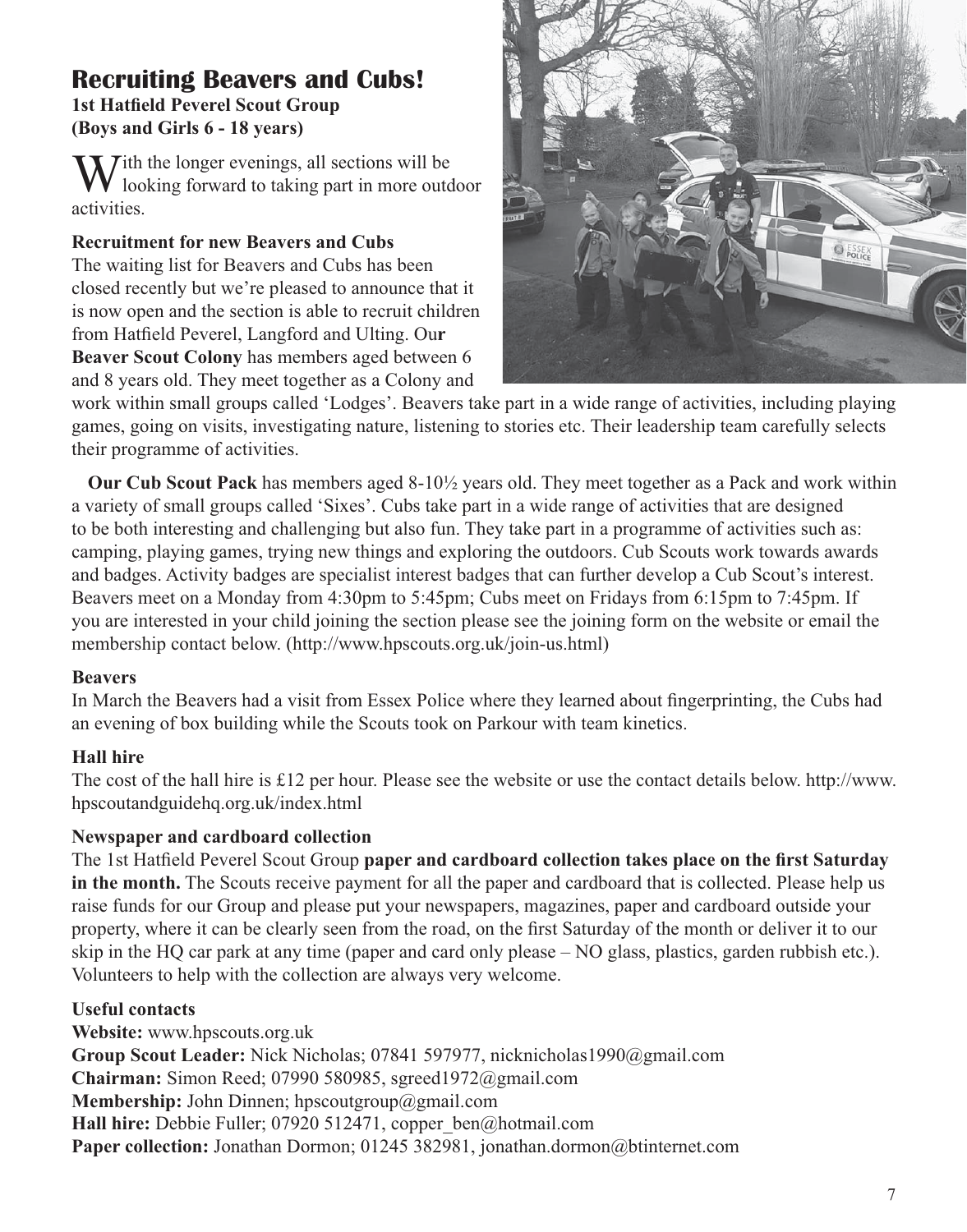# Recruiting Beavers and Cubs!

**1st Hatfield Peverel Scout Group**
**(Boys and Girls 6 - 18 years)**

With the longer evenings, all sections will be looking forward to taking part in more outdoor activities.

**Recruitment for new Beavers and Cubs**

The waiting list for Beavers and Cubs has been closed recently but we're pleased to announce that it is now open and the section is able to recruit children from Hatfield Peverel, Langford and Ulting. Ou**r Beaver Scout Colony** has members aged between 6 and 8 years old. They meet together as a Colony and work within small groups called 'Lodges'. Beavers take part in a wide range of activities, including playing games, going on visits, investigating nature, listening to stories etc. Their leadership team carefully selects their programme of activities.

**Our Cub Scout Pack** has members aged 8-10½ years old. They meet together as a Pack and work within a variety of small groups called 'Sixes'. Cubs take part in a wide range of activities that are designed to be both interesting and challenging but also fun. They take part in a programme of activities such as: camping, playing games, trying new things and exploring the outdoors. Cub Scouts work towards awards and badges. Activity badges are specialist interest badges that can further develop a Cub Scout's interest. Beavers meet on a Monday from 4:30pm to 5:45pm; Cubs meet on Fridays from 6:15pm to 7:45pm. If you are interested in your child joining the section please see the joining form on the website or email the membership contact below. (http://www.hpscouts.org.uk/join-us.html)

**Beavers**

In March the Beavers had a visit from Essex Police where they learned about fingerprinting, the Cubs had an evening of box building while the Scouts took on Parkour with team kinetics.

**Hall hire**

The cost of the hall hire is £12 per hour. Please see the website or use the contact details below. http://www.hpscoutandguidehq.org.uk/index.html

**Newspaper and cardboard collection**

The 1st Hatfield Peverel Scout Group **paper and cardboard collection takes place on the first Saturday in the month.** The Scouts receive payment for all the paper and cardboard that is collected. Please help us raise funds for our Group and please put your newspapers, magazines, paper and cardboard outside your property, where it can be clearly seen from the road, on the first Saturday of the month or deliver it to our skip in the HQ car park at any time (paper and card only please – NO glass, plastics, garden rubbish etc.). Volunteers to help with the collection are always very welcome.

**Useful contacts**

**Website:** www.hpscouts.org.uk
**Group Scout Leader:** Nick Nicholas; 07841 597977, nicknicholas1990@gmail.com
**Chairman:** Simon Reed; 07990 580985, sgreed1972@gmail.com
**Membership:** John Dinnen; hpscoutgroup@gmail.com
**Hall hire:** Debbie Fuller; 07920 512471, copper_ben@hotmail.com
**Paper collection:** Jonathan Dormon; 01245 382981, jonathan.dormon@btinternet.com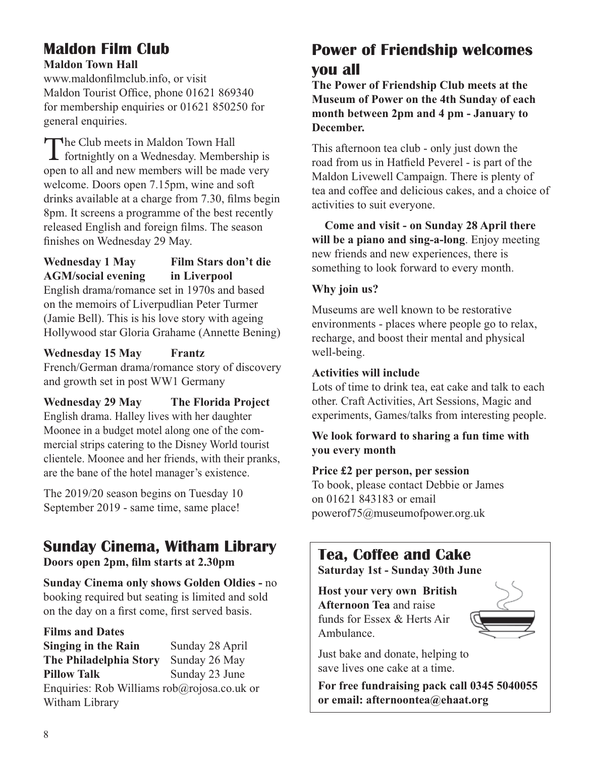## Maldon Film Club

**Maldon Town Hall**

www.maldonfilmclub.info, or visit Maldon Tourist Office, phone 01621 869340 for membership enquiries or 01621 850250 for general enquiries.

The Club meets in Maldon Town Hall fortnightly on a Wednesday. Membership is open to all and new members will be made very welcome. Doors open 7.15pm, wine and soft drinks available at a charge from 7.30, films begin 8pm. It screens a programme of the best recently released English and foreign films. The season finishes on Wednesday 29 May.

**Wednesday 1 May AGM/social evening** — **Film Stars don't die in Liverpool**

English drama/romance set in 1970s and based on the memoirs of Liverpudlian Peter Turmer (Jamie Bell). This is his love story with ageing Hollywood star Gloria Grahame (Annette Bening)

**Wednesday 15 May** — **Frantz**

French/German drama/romance story of discovery and growth set in post WW1 Germany

**Wednesday 29 May** — **The Florida Project**

English drama. Halley lives with her daughter Moonee in a budget motel along one of the commercial strips catering to the Disney World tourist clientele. Moonee and her friends, with their pranks, are the bane of the hotel manager's existence.

The 2019/20 season begins on Tuesday 10 September 2019 - same time, same place!

## Sunday Cinema, Witham Library

**Doors open 2pm, film starts at 2.30pm**

**Sunday Cinema only shows Golden Oldies -** no booking required but seating is limited and sold on the day on a first come, first served basis.

**Films and Dates**

| | |
|---|---|
| **Singing in the Rain** | Sunday 28 April |
| **The Philadelphia Story** | Sunday 26 May |
| **Pillow Talk** | Sunday 23 June |

Enquiries: Rob Williams rob@rojosa.co.uk or Witham Library

## Power of Friendship welcomes you all

**The Power of Friendship Club meets at the Museum of Power on the 4th Sunday of each month between 2pm and 4 pm - January to December.**

This afternoon tea club - only just down the road from us in Hatfield Peverel - is part of the Maldon Livewell Campaign. There is plenty of tea and coffee and delicious cakes, and a choice of activities to suit everyone.

**Come and visit - on Sunday 28 April there will be a piano and sing-a-long**. Enjoy meeting new friends and new experiences, there is something to look forward to every month.

**Why join us?**

Museums are well known to be restorative environments - places where people go to relax, recharge, and boost their mental and physical well-being.

**Activities will include**

Lots of time to drink tea, eat cake and talk to each other. Craft Activities, Art Sessions, Magic and experiments, Games/talks from interesting people.

**We look forward to sharing a fun time with you every month**

**Price £2 per person, per session**

To book, please contact Debbie or James on 01621 843183 or email powerof75@museumofpower.org.uk

## Tea, Coffee and Cake

**Saturday 1st - Sunday 30th June**

**Host your very own British Afternoon Tea** and raise funds for Essex & Herts Air Ambulance.

Just bake and donate, helping to save lives one cake at a time.

**For free fundraising pack call 0345 5040055 or email: afternoontea@ehaat.org**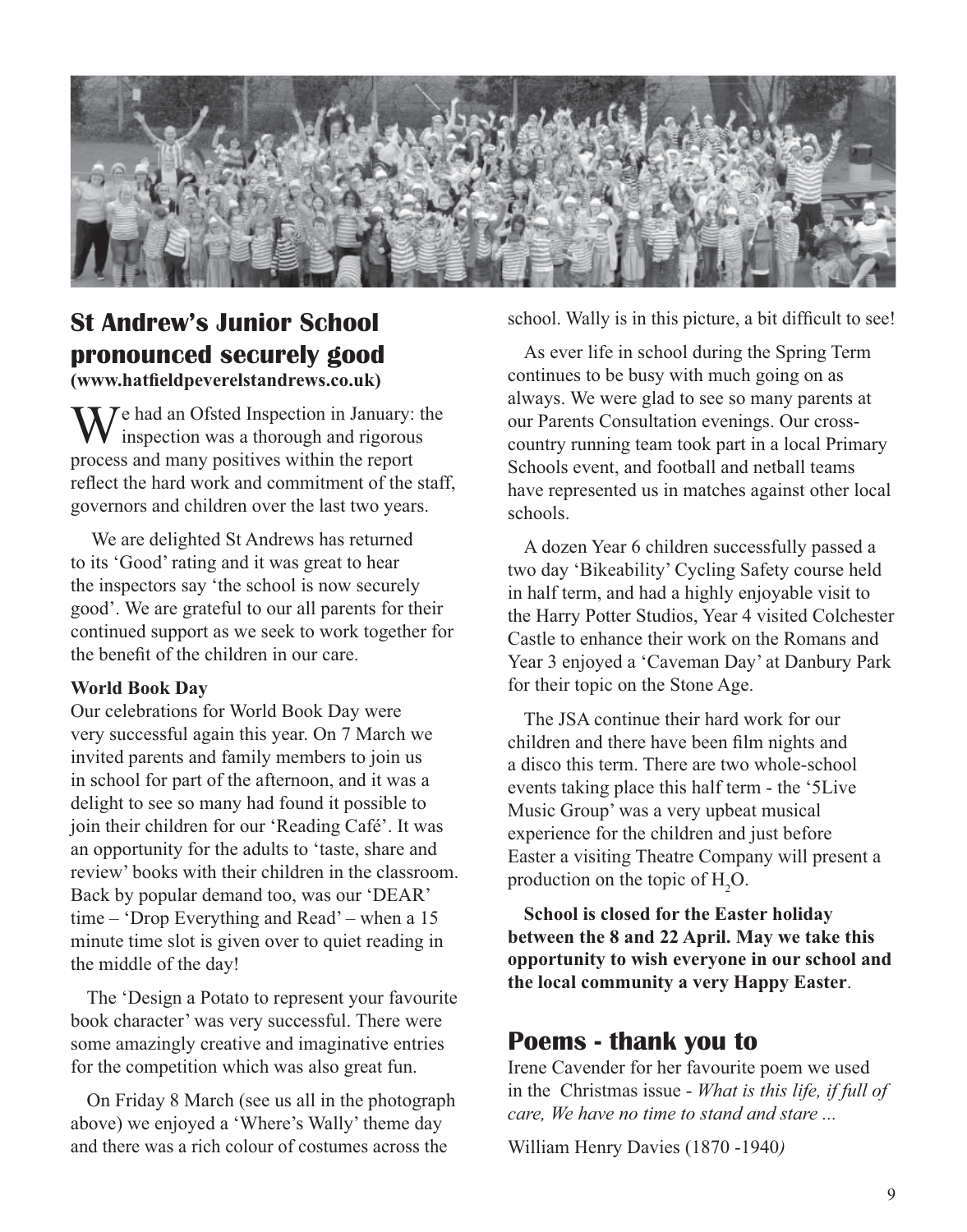## St Andrew's Junior School pronounced securely good

**(www.hatfieldpeverelstandrews.co.uk)**

We had an Ofsted Inspection in January: the inspection was a thorough and rigorous process and many positives within the report reflect the hard work and commitment of the staff, governors and children over the last two years.

We are delighted St Andrews has returned to its 'Good' rating and it was great to hear the inspectors say 'the school is now securely good'. We are grateful to our all parents for their continued support as we seek to work together for the benefit of the children in our care.

**World Book Day**

Our celebrations for World Book Day were very successful again this year. On 7 March we invited parents and family members to join us in school for part of the afternoon, and it was a delight to see so many had found it possible to join their children for our 'Reading Café'. It was an opportunity for the adults to 'taste, share and review' books with their children in the classroom. Back by popular demand too, was our 'DEAR' time – 'Drop Everything and Read' – when a 15 minute time slot is given over to quiet reading in the middle of the day!

The 'Design a Potato to represent your favourite book character' was very successful. There were some amazingly creative and imaginative entries for the competition which was also great fun.

On Friday 8 March (see us all in the photograph above) we enjoyed a 'Where's Wally' theme day and there was a rich colour of costumes across the school. Wally is in this picture, a bit difficult to see!

As ever life in school during the Spring Term continues to be busy with much going on as always. We were glad to see so many parents at our Parents Consultation evenings. Our cross-country running team took part in a local Primary Schools event, and football and netball teams have represented us in matches against other local schools.

A dozen Year 6 children successfully passed a two day 'Bikeability' Cycling Safety course held in half term, and had a highly enjoyable visit to the Harry Potter Studios, Year 4 visited Colchester Castle to enhance their work on the Romans and Year 3 enjoyed a 'Caveman Day' at Danbury Park for their topic on the Stone Age.

The JSA continue their hard work for our children and there have been film nights and a disco this term. There are two whole-school events taking place this half term - the '5Live Music Group' was a very upbeat musical experience for the children and just before Easter a visiting Theatre Company will present a production on the topic of $H_2O$.

**School is closed for the Easter holiday between the 8 and 22 April. May we take this opportunity to wish everyone in our school and the local community a very Happy Easter**.

## Poems - thank you to

Irene Cavender for her favourite poem we used in the Christmas issue - *What is this life, if full of care, We have no time to stand and stare ...*

William Henry Davies (1870 -1940)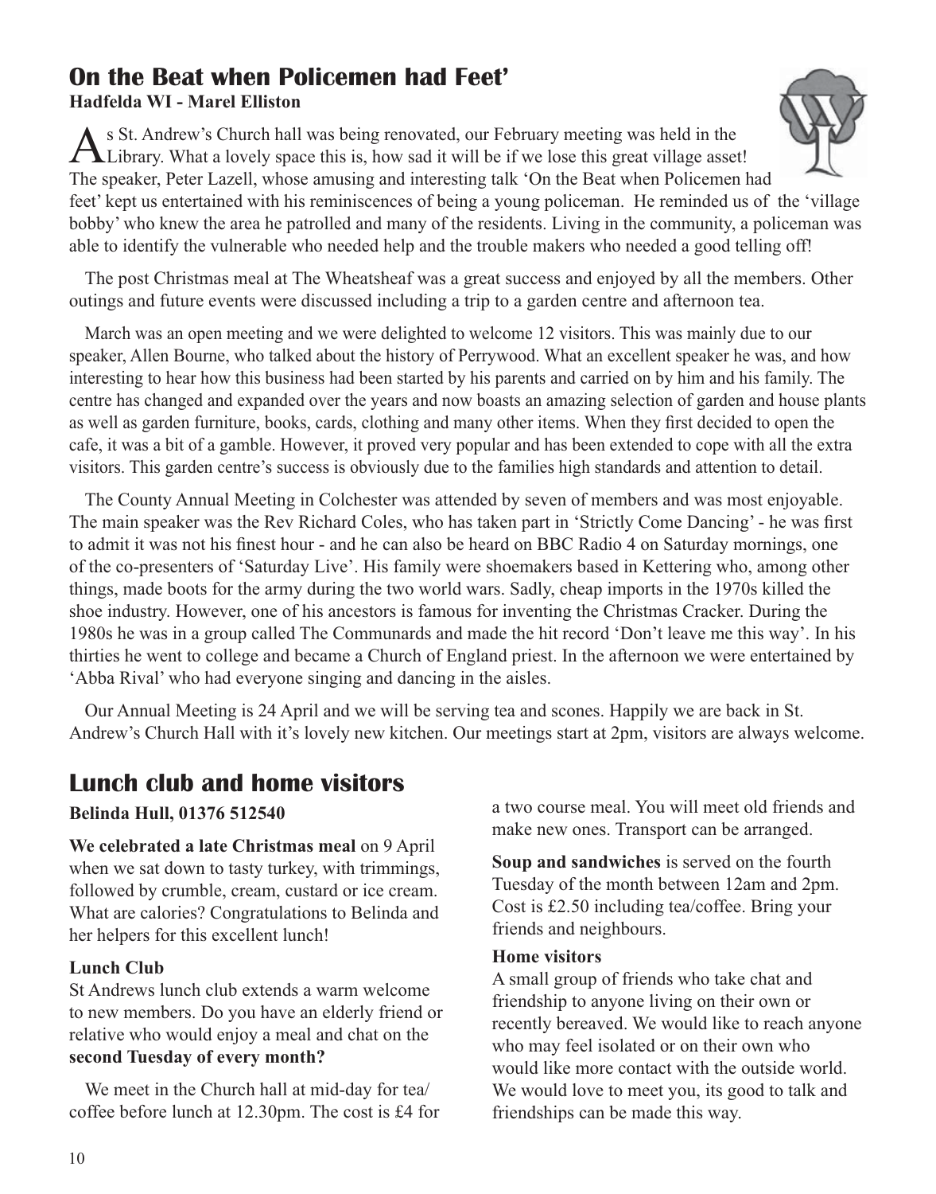## On the Beat when Policemen had Feet'

**Hadfelda WI - Marel Elliston**

As St. Andrew's Church hall was being renovated, our February meeting was held in the Library. What a lovely space this is, how sad it will be if we lose this great village asset! The speaker, Peter Lazell, whose amusing and interesting talk 'On the Beat when Policemen had feet' kept us entertained with his reminiscences of being a young policeman. He reminded us of the 'village bobby' who knew the area he patrolled and many of the residents. Living in the community, a policeman was able to identify the vulnerable who needed help and the trouble makers who needed a good telling off!

The post Christmas meal at The Wheatsheaf was a great success and enjoyed by all the members. Other outings and future events were discussed including a trip to a garden centre and afternoon tea.

March was an open meeting and we were delighted to welcome 12 visitors. This was mainly due to our speaker, Allen Bourne, who talked about the history of Perrywood. What an excellent speaker he was, and how interesting to hear how this business had been started by his parents and carried on by him and his family. The centre has changed and expanded over the years and now boasts an amazing selection of garden and house plants as well as garden furniture, books, cards, clothing and many other items. When they first decided to open the cafe, it was a bit of a gamble. However, it proved very popular and has been extended to cope with all the extra visitors. This garden centre's success is obviously due to the families high standards and attention to detail.

The County Annual Meeting in Colchester was attended by seven of members and was most enjoyable. The main speaker was the Rev Richard Coles, who has taken part in 'Strictly Come Dancing' - he was first to admit it was not his finest hour - and he can also be heard on BBC Radio 4 on Saturday mornings, one of the co-presenters of 'Saturday Live'. His family were shoemakers based in Kettering who, among other things, made boots for the army during the two world wars. Sadly, cheap imports in the 1970s killed the shoe industry. However, one of his ancestors is famous for inventing the Christmas Cracker. During the 1980s he was in a group called The Communards and made the hit record 'Don't leave me this way'. In his thirties he went to college and became a Church of England priest. In the afternoon we were entertained by 'Abba Rival' who had everyone singing and dancing in the aisles.

Our Annual Meeting is 24 April and we will be serving tea and scones. Happily we are back in St. Andrew's Church Hall with it's lovely new kitchen. Our meetings start at 2pm, visitors are always welcome.

## Lunch club and home visitors

**Belinda Hull, 01376 512540**

**We celebrated a late Christmas meal** on 9 April when we sat down to tasty turkey, with trimmings, followed by crumble, cream, custard or ice cream. What are calories? Congratulations to Belinda and her helpers for this excellent lunch!

### Lunch Club

St Andrews lunch club extends a warm welcome to new members. Do you have an elderly friend or relative who would enjoy a meal and chat on the **second Tuesday of every month?**

We meet in the Church hall at mid-day for tea/coffee before lunch at 12.30pm. The cost is £4 for a two course meal. You will meet old friends and make new ones. Transport can be arranged.

**Soup and sandwiches** is served on the fourth Tuesday of the month between 12am and 2pm. Cost is £2.50 including tea/coffee. Bring your friends and neighbours.

### Home visitors

A small group of friends who take chat and friendship to anyone living on their own or recently bereaved. We would like to reach anyone who may feel isolated or on their own who would like more contact with the outside world. We would love to meet you, its good to talk and friendships can be made this way.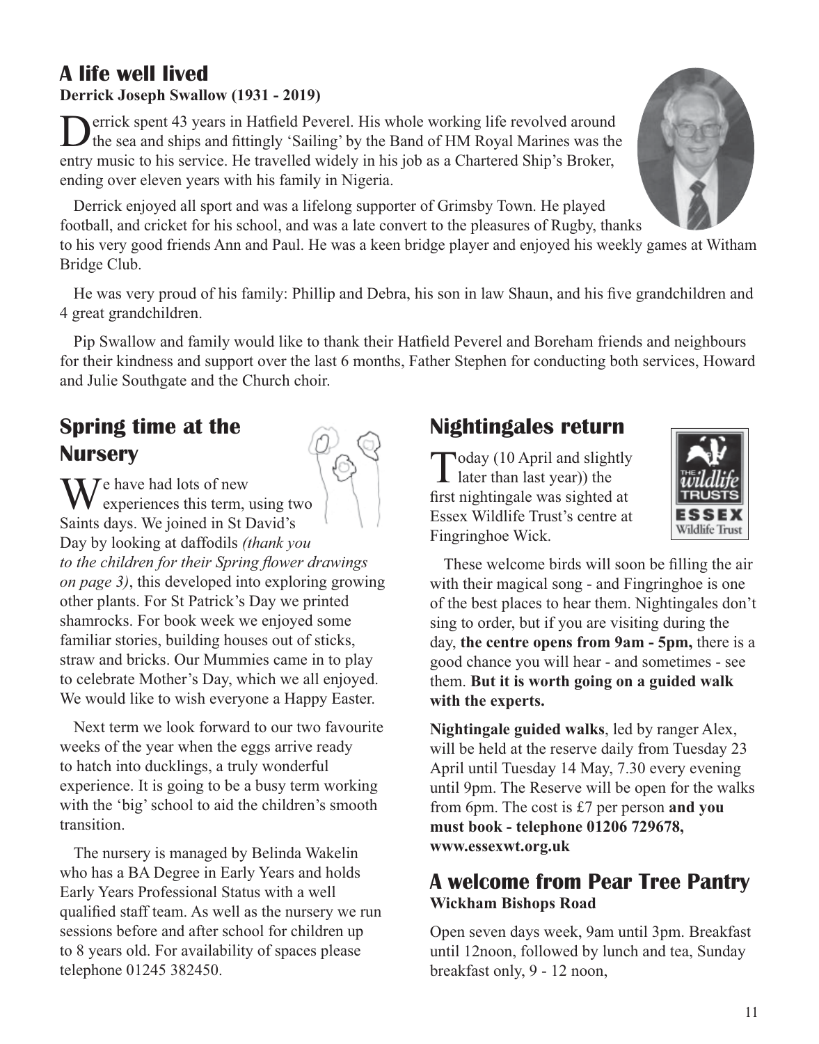## A life well lived

**Derrick Joseph Swallow (1931 - 2019)**

Derrick spent 43 years in Hatfield Peverel. His whole working life revolved around the sea and ships and fittingly 'Sailing' by the Band of HM Royal Marines was the entry music to his service. He travelled widely in his job as a Chartered Ship's Broker, ending over eleven years with his family in Nigeria.

Derrick enjoyed all sport and was a lifelong supporter of Grimsby Town. He played football, and cricket for his school, and was a late convert to the pleasures of Rugby, thanks to his very good friends Ann and Paul. He was a keen bridge player and enjoyed his weekly games at Witham Bridge Club.

He was very proud of his family: Phillip and Debra, his son in law Shaun, and his five grandchildren and 4 great grandchildren.

Pip Swallow and family would like to thank their Hatfield Peverel and Boreham friends and neighbours for their kindness and support over the last 6 months, Father Stephen for conducting both services, Howard and Julie Southgate and the Church choir.

## Spring time at the Nursery

We have had lots of new experiences this term, using two Saints days. We joined in St David's Day by looking at daffodils *(thank you to the children for their Spring flower drawings on page 3)*, this developed into exploring growing other plants. For St Patrick's Day we printed shamrocks. For book week we enjoyed some familiar stories, building houses out of sticks, straw and bricks. Our Mummies came in to play to celebrate Mother's Day, which we all enjoyed. We would like to wish everyone a Happy Easter.

Next term we look forward to our two favourite weeks of the year when the eggs arrive ready to hatch into ducklings, a truly wonderful experience. It is going to be a busy term working with the 'big' school to aid the children's smooth transition.

The nursery is managed by Belinda Wakelin who has a BA Degree in Early Years and holds Early Years Professional Status with a well qualified staff team. As well as the nursery we run sessions before and after school for children up to 8 years old. For availability of spaces please telephone 01245 382450.

## Nightingales return

Today (10 April and slightly later than last year)) the first nightingale was sighted at Essex Wildlife Trust's centre at Fingringhoe Wick.

These welcome birds will soon be filling the air with their magical song - and Fingringhoe is one of the best places to hear them. Nightingales don't sing to order, but if you are visiting during the day, **the centre opens from 9am - 5pm,** there is a good chance you will hear - and sometimes - see them. **But it is worth going on a guided walk with the experts.**

**Nightingale guided walks**, led by ranger Alex, will be held at the reserve daily from Tuesday 23 April until Tuesday 14 May, 7.30 every evening until 9pm. The Reserve will be open for the walks from 6pm. The cost is £7 per person **and you must book - telephone 01206 729678, www.essexwt.org.uk**

## A welcome from Pear Tree Pantry

**Wickham Bishops Road**

Open seven days week, 9am until 3pm. Breakfast until 12noon, followed by lunch and tea, Sunday breakfast only, 9 - 12 noon,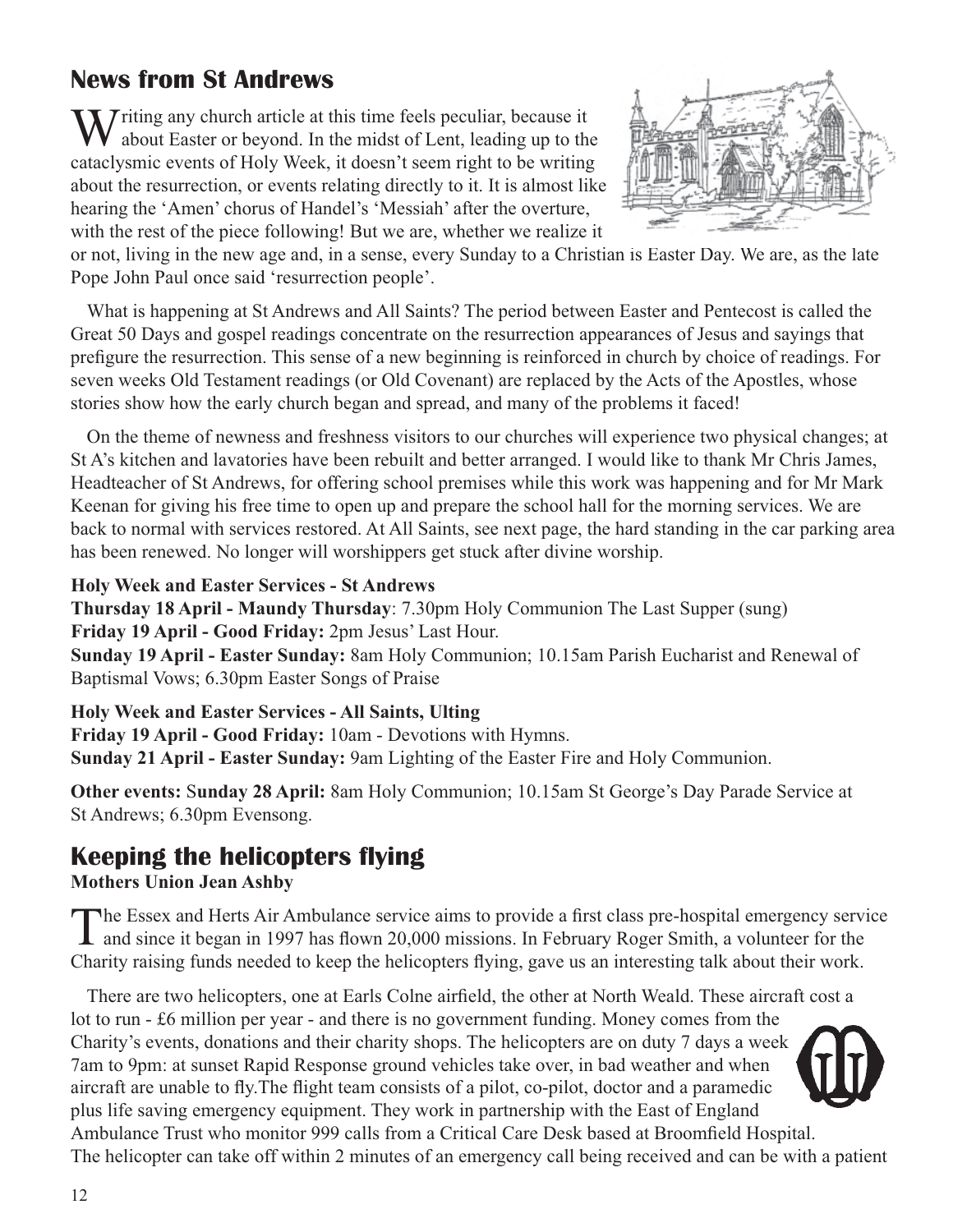## News from St Andrews

Writing any church article at this time feels peculiar, because it about Easter or beyond. In the midst of Lent, leading up to the cataclysmic events of Holy Week, it doesn't seem right to be writing about the resurrection, or events relating directly to it. It is almost like hearing the 'Amen' chorus of Handel's 'Messiah' after the overture, with the rest of the piece following! But we are, whether we realize it or not, living in the new age and, in a sense, every Sunday to a Christian is Easter Day. We are, as the late Pope John Paul once said 'resurrection people'.

What is happening at St Andrews and All Saints? The period between Easter and Pentecost is called the Great 50 Days and gospel readings concentrate on the resurrection appearances of Jesus and sayings that prefigure the resurrection. This sense of a new beginning is reinforced in church by choice of readings. For seven weeks Old Testament readings (or Old Covenant) are replaced by the Acts of the Apostles, whose stories show how the early church began and spread, and many of the problems it faced!

On the theme of newness and freshness visitors to our churches will experience two physical changes; at St A's kitchen and lavatories have been rebuilt and better arranged. I would like to thank Mr Chris James, Headteacher of St Andrews, for offering school premises while this work was happening and for Mr Mark Keenan for giving his free time to open up and prepare the school hall for the morning services. We are back to normal with services restored. At All Saints, see next page, the hard standing in the car parking area has been renewed. No longer will worshippers get stuck after divine worship.

**Holy Week and Easter Services - St Andrews**
**Thursday 18 April - Maundy Thursday**: 7.30pm Holy Communion The Last Supper (sung)
**Friday 19 April - Good Friday:** 2pm Jesus' Last Hour.
**Sunday 19 April - Easter Sunday:** 8am Holy Communion; 10.15am Parish Eucharist and Renewal of Baptismal Vows; 6.30pm Easter Songs of Praise

**Holy Week and Easter Services - All Saints, Ulting**
**Friday 19 April - Good Friday:** 10am - Devotions with Hymns.
**Sunday 21 April - Easter Sunday:** 9am Lighting of the Easter Fire and Holy Communion.

**Other events:** S**unday 28 April:** 8am Holy Communion; 10.15am St George's Day Parade Service at St Andrews; 6.30pm Evensong.

## Keeping the helicopters flying

**Mothers Union Jean Ashby**

The Essex and Herts Air Ambulance service aims to provide a first class pre-hospital emergency service and since it began in 1997 has flown 20,000 missions. In February Roger Smith, a volunteer for the Charity raising funds needed to keep the helicopters flying, gave us an interesting talk about their work.

There are two helicopters, one at Earls Colne airfield, the other at North Weald. These aircraft cost a lot to run - £6 million per year - and there is no government funding. Money comes from the Charity's events, donations and their charity shops. The helicopters are on duty 7 days a week 7am to 9pm: at sunset Rapid Response ground vehicles take over, in bad weather and when aircraft are unable to fly.The flight team consists of a pilot, co-pilot, doctor and a paramedic plus life saving emergency equipment. They work in partnership with the East of England Ambulance Trust who monitor 999 calls from a Critical Care Desk based at Broomfield Hospital. The helicopter can take off within 2 minutes of an emergency call being received and can be with a patient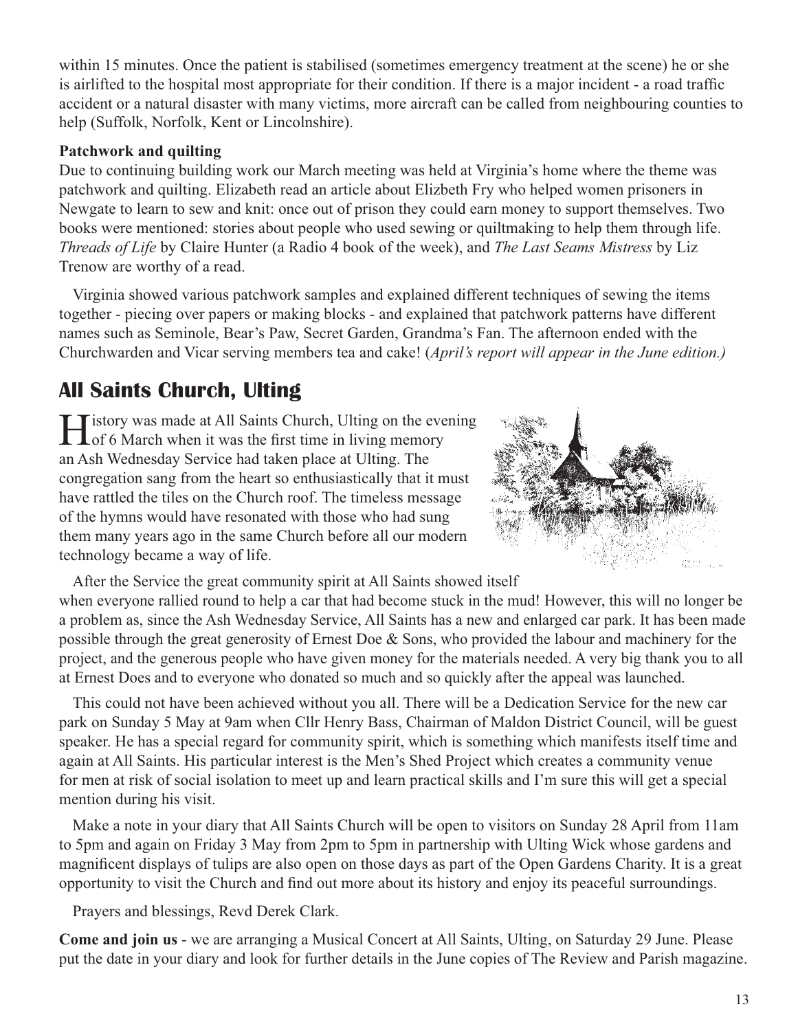within 15 minutes. Once the patient is stabilised (sometimes emergency treatment at the scene) he or she is airlifted to the hospital most appropriate for their condition. If there is a major incident - a road traffic accident or a natural disaster with many victims, more aircraft can be called from neighbouring counties to help (Suffolk, Norfolk, Kent or Lincolnshire).

**Patchwork and quilting**

Due to continuing building work our March meeting was held at Virginia's home where the theme was patchwork and quilting. Elizabeth read an article about Elizbeth Fry who helped women prisoners in Newgate to learn to sew and knit: once out of prison they could earn money to support themselves. Two books were mentioned: stories about people who used sewing or quiltmaking to help them through life. *Threads of Life* by Claire Hunter (a Radio 4 book of the week), and *The Last Seams Mistress* by Liz Trenow are worthy of a read.

Virginia showed various patchwork samples and explained different techniques of sewing the items together - piecing over papers or making blocks - and explained that patchwork patterns have different names such as Seminole, Bear's Paw, Secret Garden, Grandma's Fan. The afternoon ended with the Churchwarden and Vicar serving members tea and cake! (*April's report will appear in the June edition.)*

## All Saints Church, Ulting

History was made at All Saints Church, Ulting on the evening of 6 March when it was the first time in living memory an Ash Wednesday Service had taken place at Ulting. The congregation sang from the heart so enthusiastically that it must have rattled the tiles on the Church roof. The timeless message of the hymns would have resonated with those who had sung them many years ago in the same Church before all our modern technology became a way of life.

After the Service the great community spirit at All Saints showed itself when everyone rallied round to help a car that had become stuck in the mud! However, this will no longer be a problem as, since the Ash Wednesday Service, All Saints has a new and enlarged car park. It has been made possible through the great generosity of Ernest Doe & Sons, who provided the labour and machinery for the project, and the generous people who have given money for the materials needed. A very big thank you to all at Ernest Does and to everyone who donated so much and so quickly after the appeal was launched.

This could not have been achieved without you all. There will be a Dedication Service for the new car park on Sunday 5 May at 9am when Cllr Henry Bass, Chairman of Maldon District Council, will be guest speaker. He has a special regard for community spirit, which is something which manifests itself time and again at All Saints. His particular interest is the Men's Shed Project which creates a community venue for men at risk of social isolation to meet up and learn practical skills and I'm sure this will get a special mention during his visit.

Make a note in your diary that All Saints Church will be open to visitors on Sunday 28 April from 11am to 5pm and again on Friday 3 May from 2pm to 5pm in partnership with Ulting Wick whose gardens and magnificent displays of tulips are also open on those days as part of the Open Gardens Charity. It is a great opportunity to visit the Church and find out more about its history and enjoy its peaceful surroundings.

Prayers and blessings, Revd Derek Clark.

**Come and join us** - we are arranging a Musical Concert at All Saints, Ulting, on Saturday 29 June. Please put the date in your diary and look for further details in the June copies of The Review and Parish magazine.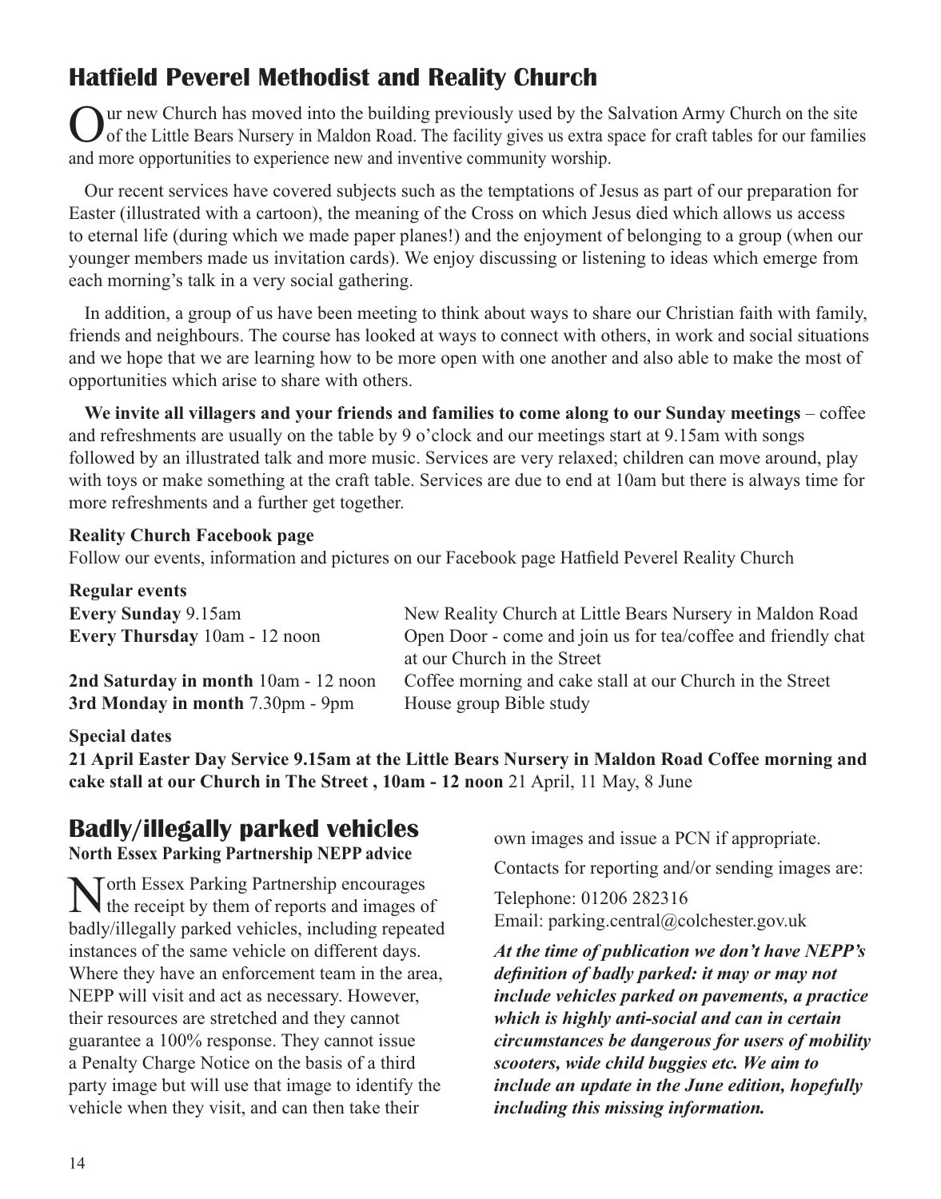## Hatfield Peverel Methodist and Reality Church

Our new Church has moved into the building previously used by the Salvation Army Church on the site of the Little Bears Nursery in Maldon Road. The facility gives us extra space for craft tables for our families and more opportunities to experience new and inventive community worship.

Our recent services have covered subjects such as the temptations of Jesus as part of our preparation for Easter (illustrated with a cartoon), the meaning of the Cross on which Jesus died which allows us access to eternal life (during which we made paper planes!) and the enjoyment of belonging to a group (when our younger members made us invitation cards). We enjoy discussing or listening to ideas which emerge from each morning's talk in a very social gathering.

In addition, a group of us have been meeting to think about ways to share our Christian faith with family, friends and neighbours. The course has looked at ways to connect with others, in work and social situations and we hope that we are learning how to be more open with one another and also able to make the most of opportunities which arise to share with others.

**We invite all villagers and your friends and families to come along to our Sunday meetings** – coffee and refreshments are usually on the table by 9 o'clock and our meetings start at 9.15am with songs followed by an illustrated talk and more music. Services are very relaxed; children can move around, play with toys or make something at the craft table. Services are due to end at 10am but there is always time for more refreshments and a further get together.

**Reality Church Facebook page**

Follow our events, information and pictures on our Facebook page Hatfield Peverel Reality Church

**Regular events**

| | |
|---|---|
| **Every Sunday** 9.15am | New Reality Church at Little Bears Nursery in Maldon Road |
| **Every Thursday** 10am - 12 noon | Open Door - come and join us for tea/coffee and friendly chat at our Church in the Street |
| **2nd Saturday in month** 10am - 12 noon | Coffee morning and cake stall at our Church in the Street |
| **3rd Monday in month** 7.30pm - 9pm | House group Bible study |

**Special dates**

**21 April Easter Day Service 9.15am at the Little Bears Nursery in Maldon Road Coffee morning and cake stall at our Church in The Street , 10am - 12 noon** 21 April, 11 May, 8 June

## Badly/illegally parked vehicles

**North Essex Parking Partnership NEPP advice**

North Essex Parking Partnership encourages the receipt by them of reports and images of badly/illegally parked vehicles, including repeated instances of the same vehicle on different days. Where they have an enforcement team in the area, NEPP will visit and act as necessary. However, their resources are stretched and they cannot guarantee a 100% response. They cannot issue a Penalty Charge Notice on the basis of a third party image but will use that image to identify the vehicle when they visit, and can then take their own images and issue a PCN if appropriate.

Contacts for reporting and/or sending images are:

Telephone: 01206 282316
Email: parking.central@colchester.gov.uk

***At the time of publication we don't have NEPP's definition of badly parked: it may or may not include vehicles parked on pavements, a practice which is highly anti-social and can in certain circumstances be dangerous for users of mobility scooters, wide child buggies etc. We aim to include an update in the June edition, hopefully including this missing information.***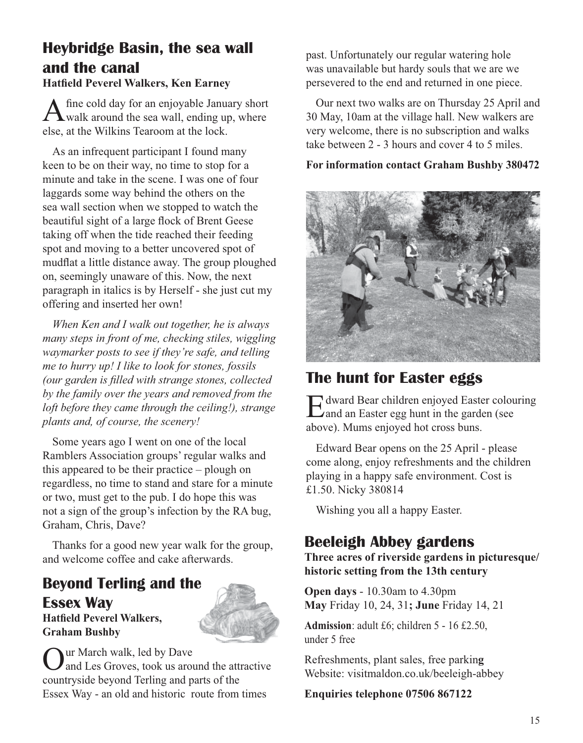## Heybridge Basin, the sea wall and the canal

**Hatfield Peverel Walkers, Ken Earney**

A fine cold day for an enjoyable January short walk around the sea wall, ending up, where else, at the Wilkins Tearoom at the lock.

As an infrequent participant I found many keen to be on their way, no time to stop for a minute and take in the scene. I was one of four laggards some way behind the others on the sea wall section when we stopped to watch the beautiful sight of a large flock of Brent Geese taking off when the tide reached their feeding spot and moving to a better uncovered spot of mudflat a little distance away. The group ploughed on, seemingly unaware of this. Now, the next paragraph in italics is by Herself - she just cut my offering and inserted her own!

*When Ken and I walk out together, he is always many steps in front of me, checking stiles, wiggling waymarker posts to see if they're safe, and telling me to hurry up! I like to look for stones, fossils (our garden is filled with strange stones, collected by the family over the years and removed from the loft before they came through the ceiling!), strange plants and, of course, the scenery!*

Some years ago I went on one of the local Ramblers Association groups' regular walks and this appeared to be their practice – plough on regardless, no time to stand and stare for a minute or two, must get to the pub. I do hope this was not a sign of the group's infection by the RA bug, Graham, Chris, Dave?

Thanks for a good new year walk for the group, and welcome coffee and cake afterwards.

## Beyond Terling and the Essex Way

**Hatfield Peverel Walkers, Graham Bushby**

Our March walk, led by Dave and Les Groves, took us around the attractive countryside beyond Terling and parts of the Essex Way - an old and historic route from times past. Unfortunately our regular watering hole was unavailable but hardy souls that we are we persevered to the end and returned in one piece.

Our next two walks are on Thursday 25 April and 30 May, 10am at the village hall. New walkers are very welcome, there is no subscription and walks take between 2 - 3 hours and cover 4 to 5 miles.

**For information contact Graham Bushby 380472**

## The hunt for Easter eggs

Edward Bear children enjoyed Easter colouring and an Easter egg hunt in the garden (see above). Mums enjoyed hot cross buns.

Edward Bear opens on the 25 April - please come along, enjoy refreshments and the children playing in a happy safe environment. Cost is £1.50. Nicky 380814

Wishing you all a happy Easter.

## Beeleigh Abbey gardens

**Three acres of riverside gardens in picturesque/ historic setting from the 13th century**

**Open days** - 10.30am to 4.30pm
**May** Friday 10, 24, 31**; June** Friday 14, 21

**Admission**: adult £6; children 5 - 16 £2.50, under 5 free

Refreshments, plant sales, free parking
Website: visitmaldon.co.uk/beeleigh-abbey

**Enquiries telephone 07506 867122**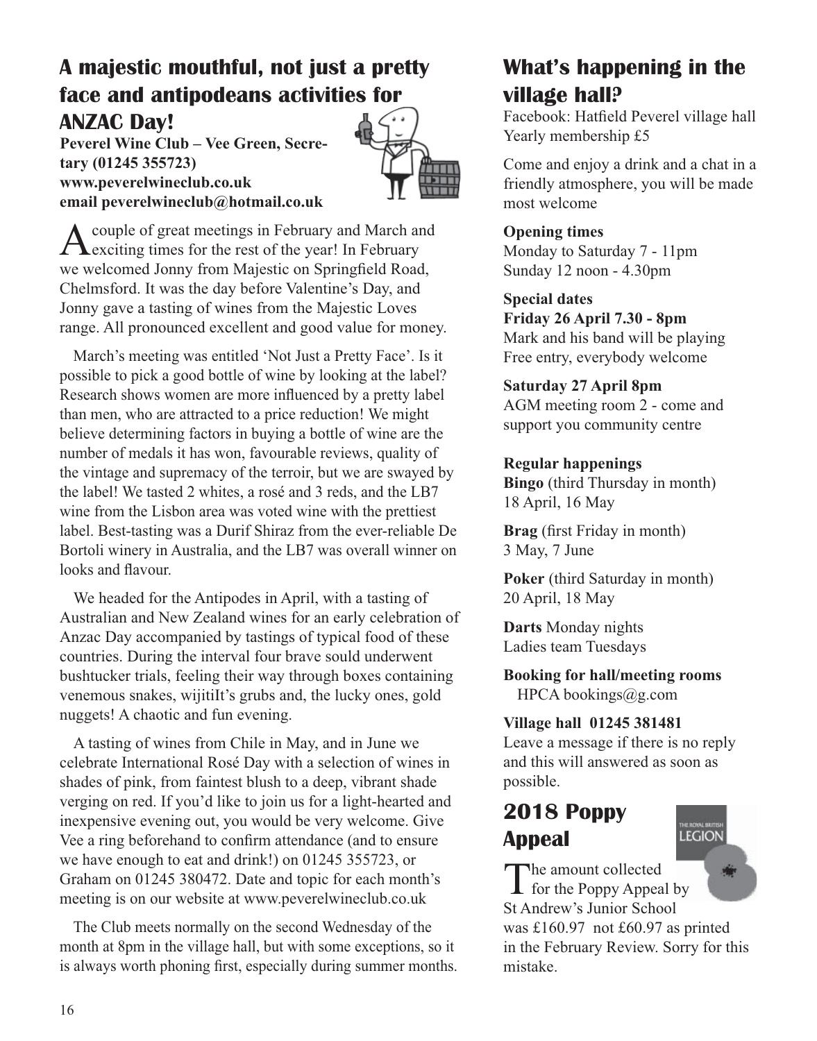## A majestic mouthful, not just a pretty face and antipodeans activities for ANZAC Day!

**Peverel Wine Club – Vee Green, Secretary (01245 355723)**
**www.peverelwineclub.co.uk**
**email peverelwineclub@hotmail.co.uk**

A couple of great meetings in February and March and exciting times for the rest of the year! In February we welcomed Jonny from Majestic on Springfield Road, Chelmsford. It was the day before Valentine's Day, and Jonny gave a tasting of wines from the Majestic Loves range. All pronounced excellent and good value for money.

March's meeting was entitled 'Not Just a Pretty Face'. Is it possible to pick a good bottle of wine by looking at the label? Research shows women are more influenced by a pretty label than men, who are attracted to a price reduction! We might believe determining factors in buying a bottle of wine are the number of medals it has won, favourable reviews, quality of the vintage and supremacy of the terroir, but we are swayed by the label! We tasted 2 whites, a rosé and 3 reds, and the LB7 wine from the Lisbon area was voted wine with the prettiest label. Best-tasting was a Durif Shiraz from the ever-reliable De Bortoli winery in Australia, and the LB7 was overall winner on looks and flavour.

We headed for the Antipodes in April, with a tasting of Australian and New Zealand wines for an early celebration of Anzac Day accompanied by tastings of typical food of these countries. During the interval four brave sould underwent bushtucker trials, feeling their way through boxes containing venemous snakes, wijitiIt's grubs and, the lucky ones, gold nuggets! A chaotic and fun evening.

A tasting of wines from Chile in May, and in June we celebrate International Rosé Day with a selection of wines in shades of pink, from faintest blush to a deep, vibrant shade verging on red. If you'd like to join us for a light-hearted and inexpensive evening out, you would be very welcome. Give Vee a ring beforehand to confirm attendance (and to ensure we have enough to eat and drink!) on 01245 355723, or Graham on 01245 380472. Date and topic for each month's meeting is on our website at www.peverelwineclub.co.uk

The Club meets normally on the second Wednesday of the month at 8pm in the village hall, but with some exceptions, so it is always worth phoning first, especially during summer months.

## What's happening in the village hall?

Facebook: Hatfield Peverel village hall
Yearly membership £5

Come and enjoy a drink and a chat in a friendly atmosphere, you will be made most welcome

**Opening times**
Monday to Saturday 7 - 11pm
Sunday 12 noon - 4.30pm

**Special dates**
**Friday 26 April 7.30 - 8pm**
Mark and his band will be playing
Free entry, everybody welcome

**Saturday 27 April 8pm**
AGM meeting room 2 - come and support you community centre

**Regular happenings**

**Bingo** (third Thursday in month)
18 April, 16 May

**Brag** (first Friday in month)
3 May, 7 June

**Poker** (third Saturday in month)
20 April, 18 May

**Darts** Monday nights
Ladies team Tuesdays

**Booking for hall/meeting rooms**
HPCA bookings@g.com

**Village hall 01245 381481**
Leave a message if there is no reply and this will answered as soon as possible.

## 2018 Poppy Appeal

The amount collected for the Poppy Appeal by St Andrew's Junior School was £160.97 not £60.97 as printed in the February Review. Sorry for this mistake.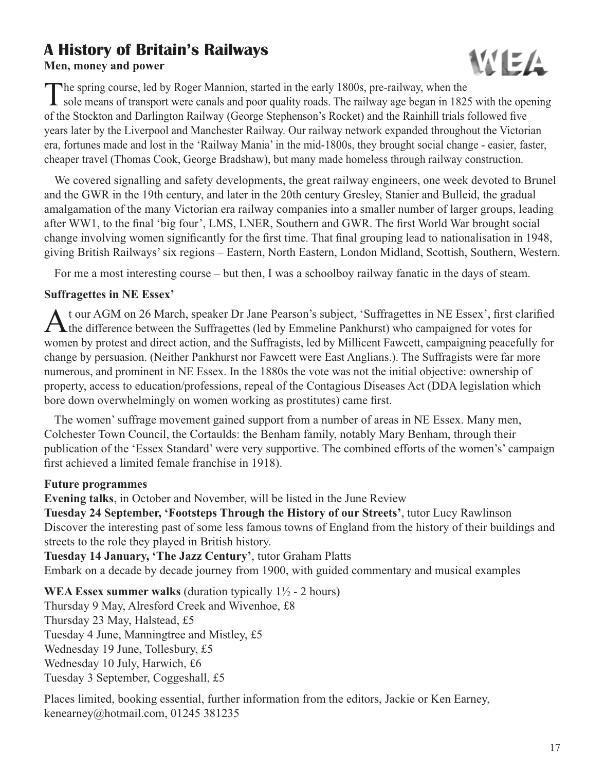## A History of Britain's Railways

**Men, money and power**

WEA

The spring course, led by Roger Mannion, started in the early 1800s, pre-railway, when the sole means of transport were canals and poor quality roads. The railway age began in 1825 with the opening of the Stockton and Darlington Railway (George Stephenson's Rocket) and the Rainhill trials followed five years later by the Liverpool and Manchester Railway. Our railway network expanded throughout the Victorian era, fortunes made and lost in the 'Railway Mania' in the mid-1800s, they brought social change - easier, faster, cheaper travel (Thomas Cook, George Bradshaw), but many made homeless through railway construction.

We covered signalling and safety developments, the great railway engineers, one week devoted to Brunel and the GWR in the 19th century, and later in the 20th century Gresley, Stanier and Bulleid, the gradual amalgamation of the many Victorian era railway companies into a smaller number of larger groups, leading after WW1, to the final 'big four', LMS, LNER, Southern and GWR. The first World War brought social change involving women significantly for the first time. That final grouping lead to nationalisation in 1948, giving British Railways' six regions – Eastern, North Eastern, London Midland, Scottish, Southern, Western.

For me a most interesting course – but then, I was a schoolboy railway fanatic in the days of steam.

**Suffragettes in NE Essex'**

At our AGM on 26 March, speaker Dr Jane Pearson's subject, 'Suffragettes in NE Essex', first clarified the difference between the Suffragettes (led by Emmeline Pankhurst) who campaigned for votes for women by protest and direct action, and the Suffragists, led by Millicent Fawcett, campaigning peacefully for change by persuasion. (Neither Pankhurst nor Fawcett were East Anglians.). The Suffragists were far more numerous, and prominent in NE Essex. In the 1880s the vote was not the initial objective: ownership of property, access to education/professions, repeal of the Contagious Diseases Act (DDA legislation which bore down overwhelmingly on women working as prostitutes) came first.

The women' suffrage movement gained support from a number of areas in NE Essex. Many men, Colchester Town Council, the Cortaulds: the Benham family, notably Mary Benham, through their publication of the 'Essex Standard' were very supportive. The combined efforts of the women's' campaign first achieved a limited female franchise in 1918).

**Future programmes**

**Evening talks**, in October and November, will be listed in the June Review

**Tuesday 24 September, 'Footsteps Through the History of our Streets'**, tutor Lucy Rawlinson
Discover the interesting past of some less famous towns of England from the history of their buildings and streets to the role they played in British history.

**Tuesday 14 January, 'The Jazz Century'**, tutor Graham Platts
Embark on a decade by decade journey from 1900, with guided commentary and musical examples

**WEA Essex summer walks** (duration typically 1½ - 2 hours)
Thursday 9 May, Alresford Creek and Wivenhoe, £8
Thursday 23 May, Halstead, £5
Tuesday 4 June, Manningtree and Mistley, £5
Wednesday 19 June, Tollesbury, £5
Wednesday 10 July, Harwich, £6
Tuesday 3 September, Coggeshall, £5

Places limited, booking essential, further information from the editors, Jackie or Ken Earney, kenearney@hotmail.com, 01245 381235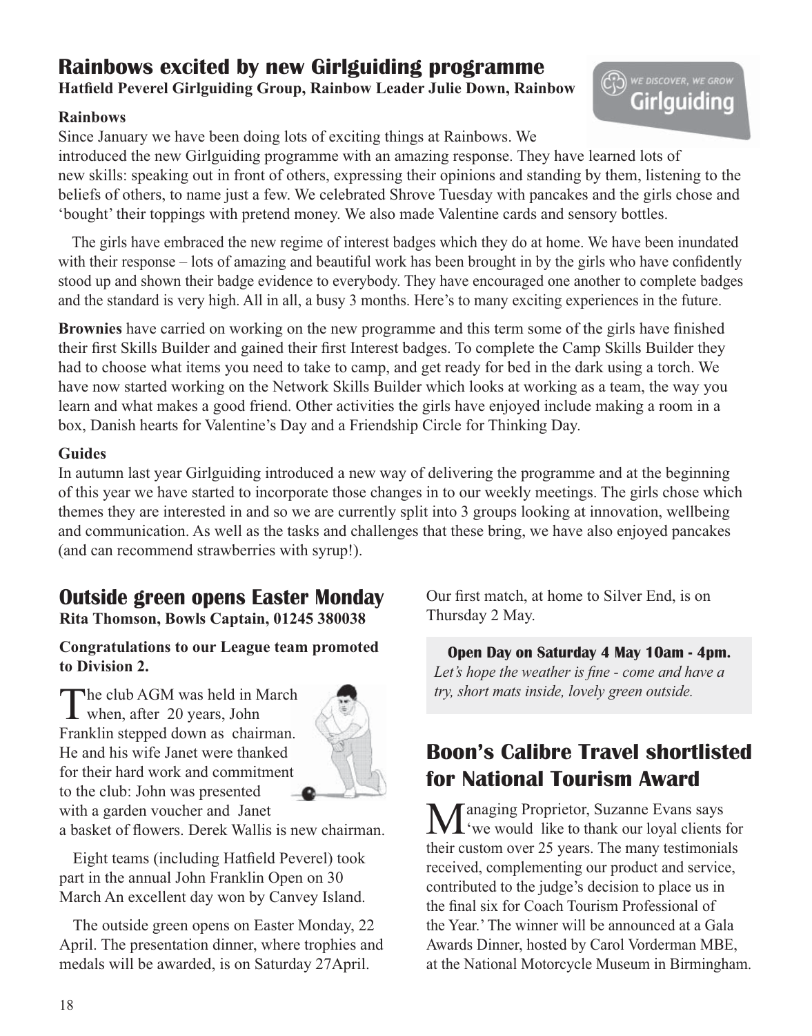## Rainbows excited by new Girlguiding programme

**Hatfield Peverel Girlguiding Group, Rainbow Leader Julie Down, Rainbow**

**Rainbows**

Since January we have been doing lots of exciting things at Rainbows. We introduced the new Girlguiding programme with an amazing response. They have learned lots of new skills: speaking out in front of others, expressing their opinions and standing by them, listening to the beliefs of others, to name just a few. We celebrated Shrove Tuesday with pancakes and the girls chose and 'bought' their toppings with pretend money. We also made Valentine cards and sensory bottles.

The girls have embraced the new regime of interest badges which they do at home. We have been inundated with their response – lots of amazing and beautiful work has been brought in by the girls who have confidently stood up and shown their badge evidence to everybody. They have encouraged one another to complete badges and the standard is very high. All in all, a busy 3 months. Here's to many exciting experiences in the future.

**Brownies** have carried on working on the new programme and this term some of the girls have finished their first Skills Builder and gained their first Interest badges. To complete the Camp Skills Builder they had to choose what items you need to take to camp, and get ready for bed in the dark using a torch. We have now started working on the Network Skills Builder which looks at working as a team, the way you learn and what makes a good friend. Other activities the girls have enjoyed include making a room in a box, Danish hearts for Valentine's Day and a Friendship Circle for Thinking Day.

**Guides**

In autumn last year Girlguiding introduced a new way of delivering the programme and at the beginning of this year we have started to incorporate those changes in to our weekly meetings. The girls chose which themes they are interested in and so we are currently split into 3 groups looking at innovation, wellbeing and communication. As well as the tasks and challenges that these bring, we have also enjoyed pancakes (and can recommend strawberries with syrup!).

## Outside green opens Easter Monday

**Rita Thomson, Bowls Captain, 01245 380038**

**Congratulations to our League team promoted to Division 2.**

The club AGM was held in March when, after 20 years, John Franklin stepped down as chairman. He and his wife Janet were thanked for their hard work and commitment to the club: John was presented with a garden voucher and Janet a basket of flowers. Derek Wallis is new chairman.

Eight teams (including Hatfield Peverel) took part in the annual John Franklin Open on 30 March An excellent day won by Canvey Island.

The outside green opens on Easter Monday, 22 April. The presentation dinner, where trophies and medals will be awarded, is on Saturday 27April.

Our first match, at home to Silver End, is on Thursday 2 May.

**Open Day on Saturday 4 May 10am - 4pm.**
*Let's hope the weather is fine - come and have a try, short mats inside, lovely green outside.*

## Boon's Calibre Travel shortlisted for National Tourism Award

Managing Proprietor, Suzanne Evans says 'we would like to thank our loyal clients for their custom over 25 years. The many testimonials received, complementing our product and service, contributed to the judge's decision to place us in the final six for Coach Tourism Professional of the Year.' The winner will be announced at a Gala Awards Dinner, hosted by Carol Vorderman MBE, at the National Motorcycle Museum in Birmingham.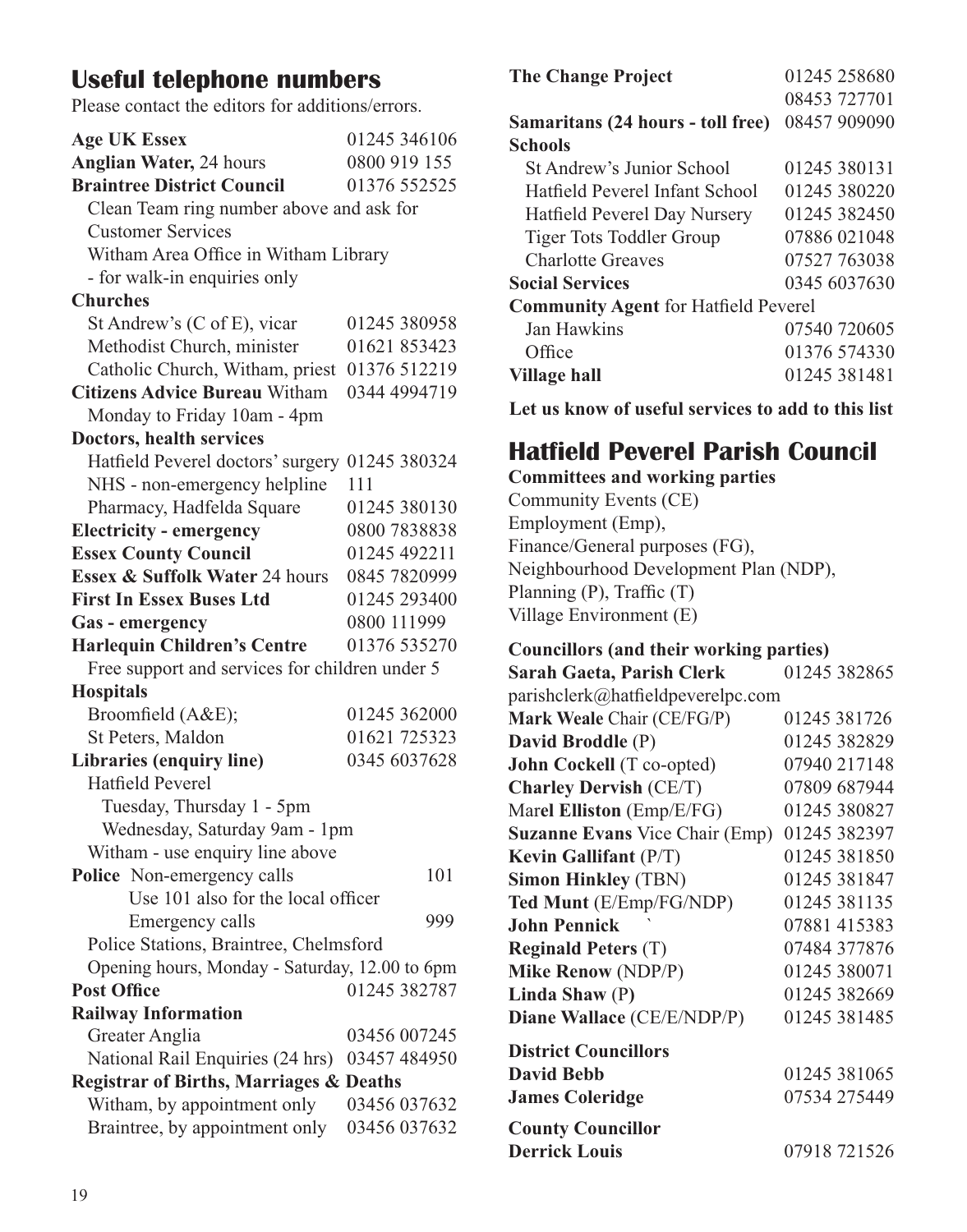## Useful telephone numbers

Please contact the editors for additions/errors.

| | |
|---|---|
| **Age UK Essex** | 01245 346106 |
| **Anglian Water,** 24 hours | 0800 919 155 |
| **Braintree District Council** | 01376 552525 |
| Clean Team ring number above and ask for Customer Services | |
| Witham Area Office in Witham Library - for walk-in enquiries only | |
| **Churches** | |
| St Andrew's (C of E), vicar | 01245 380958 |
| Methodist Church, minister | 01621 853423 |
| Catholic Church, Witham, priest | 01376 512219 |
| **Citizens Advice Bureau** Witham | 0344 4994719 |
| Monday to Friday 10am - 4pm | |
| **Doctors, health services** | |
| Hatfield Peverel doctors' surgery | 01245 380324 |
| NHS - non-emergency helpline | 111 |
| Pharmacy, Hadfelda Square | 01245 380130 |
| **Electricity - emergency** | 0800 7838838 |
| **Essex County Council** | 01245 492211 |
| **Essex & Suffolk Water** 24 hours | 0845 7820999 |
| **First In Essex Buses Ltd** | 01245 293400 |
| **Gas - emergency** | 0800 111999 |
| **Harlequin Children's Centre** | 01376 535270 |
| Free support and services for children under 5 | |
| **Hospitals** | |
| Broomfield (A&E); | 01245 362000 |
| St Peters, Maldon | 01621 725323 |
| **Libraries (enquiry line)** | 0345 6037628 |
| Hatfield Peverel | |
| Tuesday, Thursday 1 - 5pm | |
| Wednesday, Saturday 9am - 1pm | |
| Witham - use enquiry line above | |
| **Police** Non-emergency calls | 101 |
| Use 101 also for the local officer | |
| Emergency calls | 999 |
| Police Stations, Braintree, Chelmsford | |
| Opening hours, Monday - Saturday, 12.00 to 6pm | |
| **Post Office** | 01245 382787 |
| **Railway Information** | |
| Greater Anglia | 03456 007245 |
| National Rail Enquiries (24 hrs) | 03457 484950 |
| **Registrar of Births, Marriages & Deaths** | |
| Witham, by appointment only | 03456 037632 |
| Braintree, by appointment only | 03456 037632 |
| **The Change Project** | 01245 258680 |
| | 08453 727701 |
| **Samaritans (24 hours - toll free)** | 08457 909090 |
| **Schools** | |
| St Andrew's Junior School | 01245 380131 |
| Hatfield Peverel Infant School | 01245 380220 |
| Hatfield Peverel Day Nursery | 01245 382450 |
| Tiger Tots Toddler Group | 07886 021048 |
| Charlotte Greaves | 07527 763038 |
| **Social Services** | 0345 6037630 |
| **Community Agent** for Hatfield Peverel | |
| Jan Hawkins | 07540 720605 |
| Office | 01376 574330 |
| **Village hall** | 01245 381481 |

**Let us know of useful services to add to this list**

## Hatfield Peverel Parish Council

**Committees and working parties**

Community Events (CE)
Employment (Emp),
Finance/General purposes (FG),
Neighbourhood Development Plan (NDP),
Planning (P), Traffic (T)
Village Environment (E)

**Councillors (and their working parties)**

| | |
|---|---|
| **Sarah Gaeta, Parish Clerk** | 01245 382865 |
| parishclerk@hatfieldpeverelpc.com | |
| **Mark Weale** Chair (CE/FG/P) | 01245 381726 |
| **David Broddle** (P) | 01245 382829 |
| **John Cockell** (T co-opted) | 07940 217148 |
| **Charley Dervish** (CE/T) | 07809 687944 |
| Mar**el Elliston** (Emp/E/FG) | 01245 380827 |
| **Suzanne Evans** Vice Chair (Emp) | 01245 382397 |
| **Kevin Gallifant** (P/T) | 01245 381850 |
| **Simon Hinkley** (TBN) | 01245 381847 |
| **Ted Munt** (E/Emp/FG/NDP) | 01245 381135 |
| **John Pennick** ` | 07881 415383 |
| **Reginald Peters** (T) | 07484 377876 |
| **Mike Renow** (NDP/P) | 01245 380071 |
| **Linda Shaw** (P) | 01245 382669 |
| **Diane Wallace** (CE/E/NDP/P) | 01245 381485 |
| **District Councillors** | |
| **David Bebb** | 01245 381065 |
| **James Coleridge** | 07534 275449 |
| **County Councillor** | |
| **Derrick Louis** | 07918 721526 |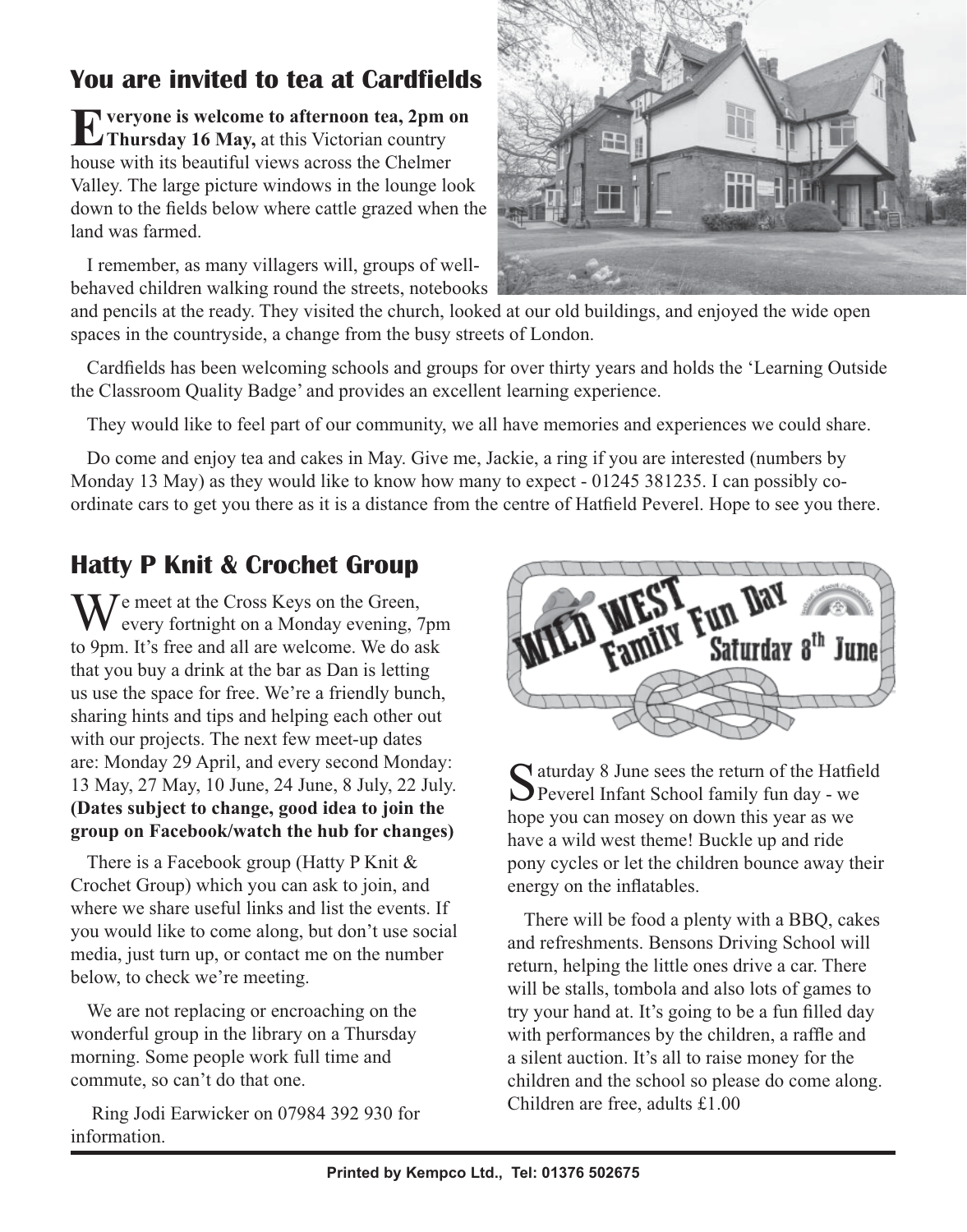## You are invited to tea at Cardfields

**Everyone is welcome to afternoon tea, 2pm on Thursday 16 May,** at this Victorian country house with its beautiful views across the Chelmer Valley. The large picture windows in the lounge look down to the fields below where cattle grazed when the land was farmed.

I remember, as many villagers will, groups of well-behaved children walking round the streets, notebooks and pencils at the ready. They visited the church, looked at our old buildings, and enjoyed the wide open spaces in the countryside, a change from the busy streets of London.

Cardfields has been welcoming schools and groups for over thirty years and holds the 'Learning Outside the Classroom Quality Badge' and provides an excellent learning experience.

They would like to feel part of our community, we all have memories and experiences we could share.

Do come and enjoy tea and cakes in May. Give me, Jackie, a ring if you are interested (numbers by Monday 13 May) as they would like to know how many to expect - 01245 381235. I can possibly co-ordinate cars to get you there as it is a distance from the centre of Hatfield Peverel. Hope to see you there.

## Hatty P Knit & Crochet Group

We meet at the Cross Keys on the Green, every fortnight on a Monday evening, 7pm to 9pm. It's free and all are welcome. We do ask that you buy a drink at the bar as Dan is letting us use the space for free. We're a friendly bunch, sharing hints and tips and helping each other out with our projects. The next few meet-up dates are: Monday 29 April, and every second Monday: 13 May, 27 May, 10 June, 24 June, 8 July, 22 July. **(Dates subject to change, good idea to join the group on Facebook/watch the hub for changes)**

There is a Facebook group (Hatty P Knit & Crochet Group) which you can ask to join, and where we share useful links and list the events. If you would like to come along, but don't use social media, just turn up, or contact me on the number below, to check we're meeting.

We are not replacing or encroaching on the wonderful group in the library on a Thursday morning. Some people work full time and commute, so can't do that one.

Ring Jodi Earwicker on 07984 392 930 for information.

WILD WEST Family Fun Day Saturday 8th June

Saturday 8 June sees the return of the Hatfield Peverel Infant School family fun day - we hope you can mosey on down this year as we have a wild west theme! Buckle up and ride pony cycles or let the children bounce away their energy on the inflatables.

There will be food a plenty with a BBQ, cakes and refreshments. Bensons Driving School will return, helping the little ones drive a car. There will be stalls, tombola and also lots of games to try your hand at. It's going to be a fun filled day with performances by the children, a raffle and a silent auction. It's all to raise money for the children and the school so please do come along. Children are free, adults £1.00

**Printed by Kempco Ltd., Tel: 01376 502675**